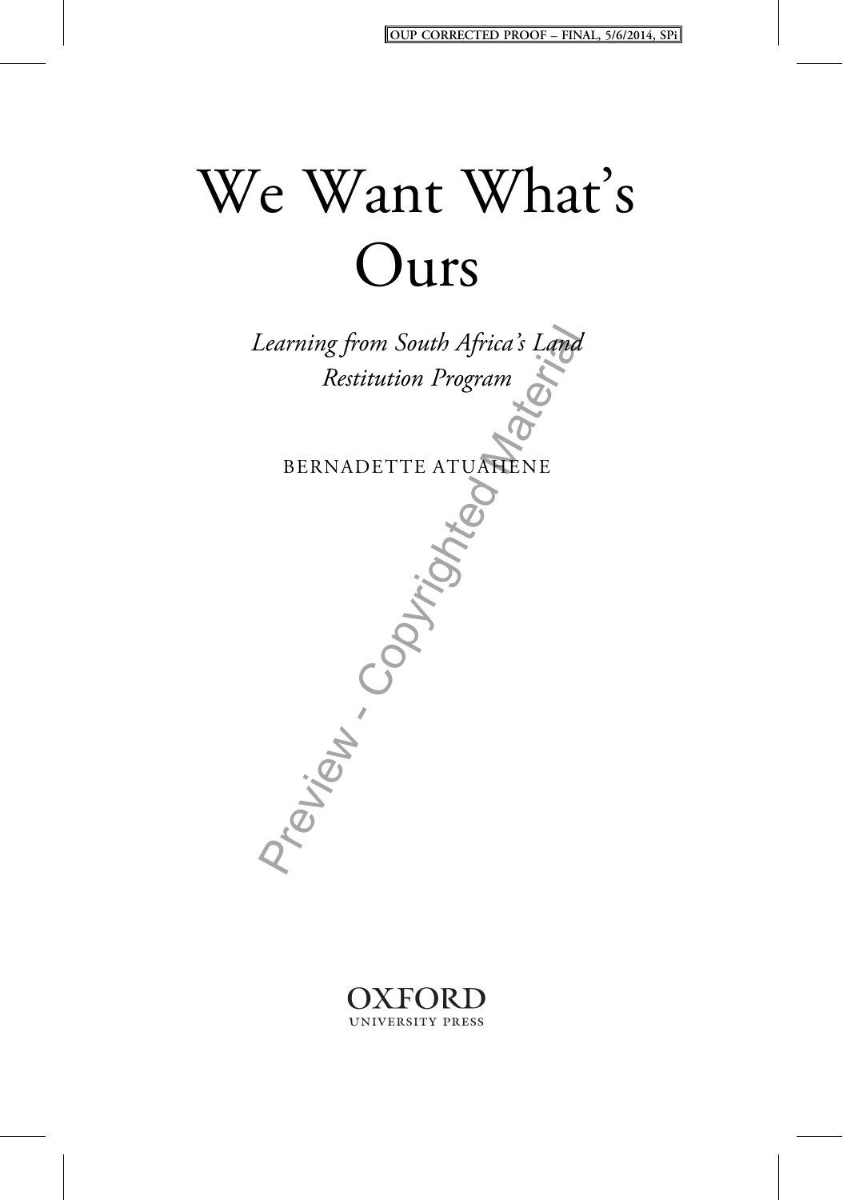# We Want What's Ours

*Learning from South Africa's Land Restitution Program*

BERNADETTE ATUAHENE

OXFORD
UNIVERSITY PRESS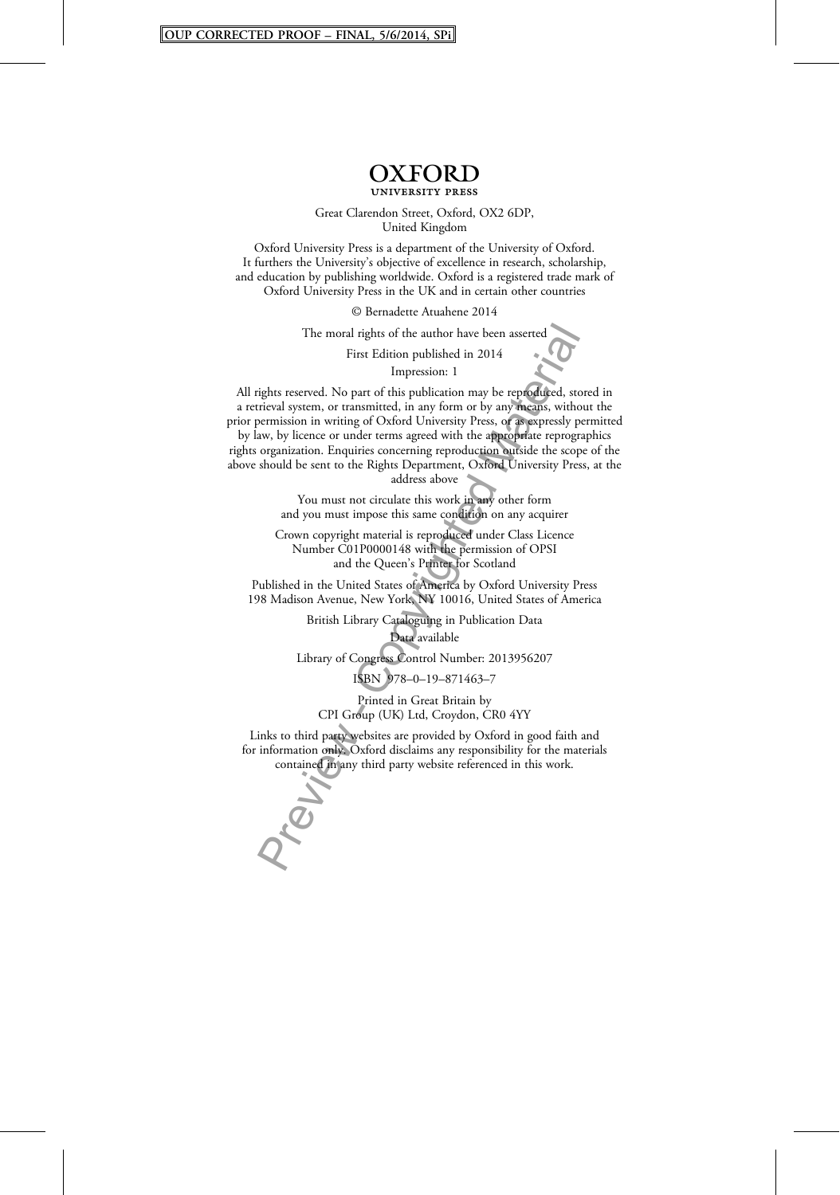# OXFORD

UNIVERSITY PRESS

Great Clarendon Street, Oxford, OX2 6DP,
United Kingdom

Oxford University Press is a department of the University of Oxford.
It furthers the University's objective of excellence in research, scholarship,
and education by publishing worldwide. Oxford is a registered trade mark of
Oxford University Press in the UK and in certain other countries

© Bernadette Atuahene 2014

The moral rights of the author have been asserted

First Edition published in 2014

Impression: 1

All rights reserved. No part of this publication may be reproduced, stored in
a retrieval system, or transmitted, in any form or by any means, without the
prior permission in writing of Oxford University Press, or as expressly permitted
by law, by licence or under terms agreed with the appropriate reprographics
rights organization. Enquiries concerning reproduction outside the scope of the
above should be sent to the Rights Department, Oxford University Press, at the
address above

You must not circulate this work in any other form
and you must impose this same condition on any acquirer

Crown copyright material is reproduced under Class Licence
Number C01P0000148 with the permission of OPSI
and the Queen's Printer for Scotland

Published in the United States of America by Oxford University Press
198 Madison Avenue, New York, NY 10016, United States of America

British Library Cataloguing in Publication Data
Data available

Library of Congress Control Number: 2013956207

ISBN 978–0–19–871463–7

Printed in Great Britain by
CPI Group (UK) Ltd, Croydon, CR0 4YY

Links to third party websites are provided by Oxford in good faith and
for information only. Oxford disclaims any responsibility for the materials
contained in any third party website referenced in this work.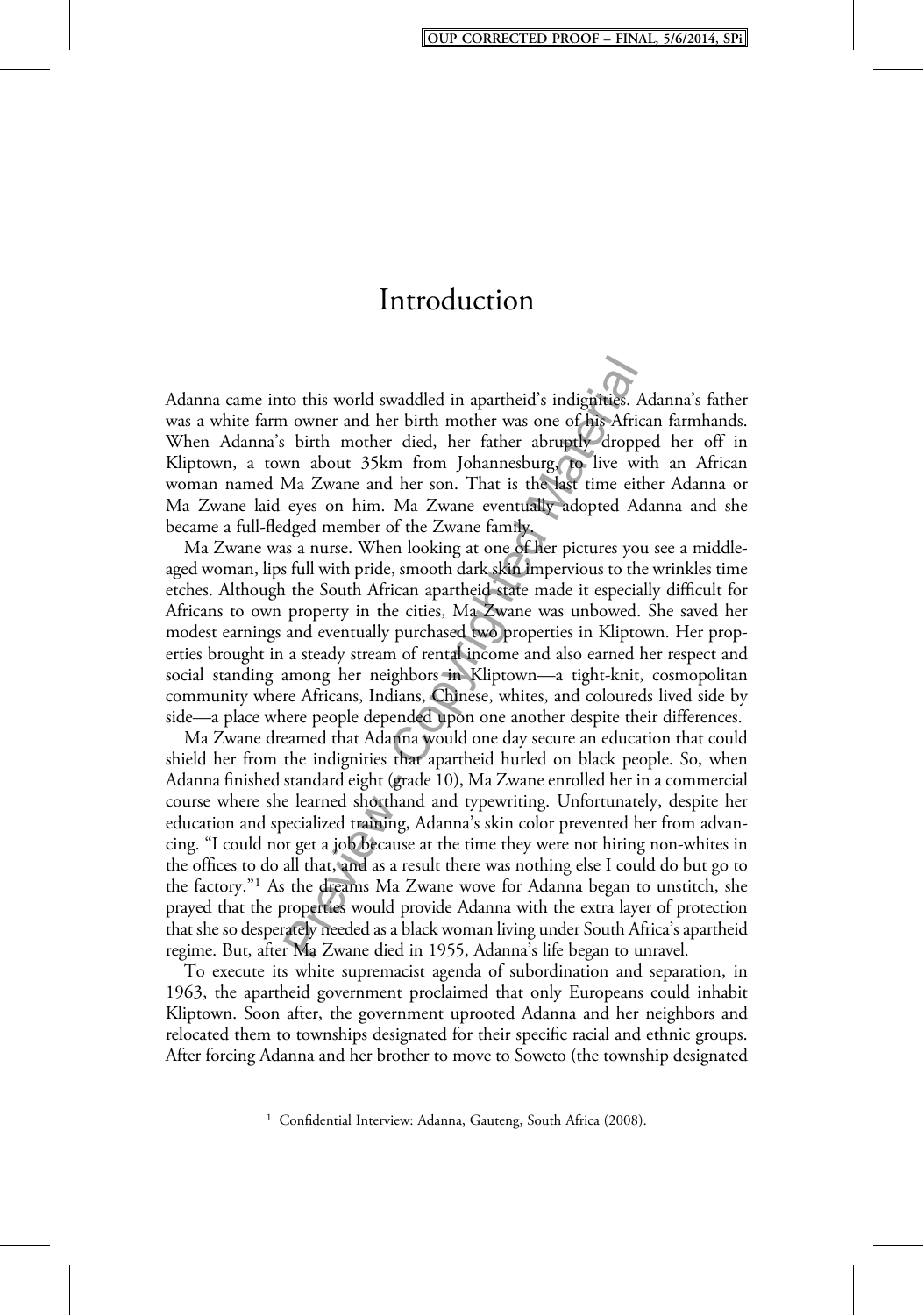# Introduction

Adanna came into this world swaddled in apartheid's indignities. Adanna's father was a white farm owner and her birth mother was one of his African farmhands. When Adanna's birth mother died, her father abruptly dropped her off in Kliptown, a town about 35km from Johannesburg, to live with an African woman named Ma Zwane and her son. That is the last time either Adanna or Ma Zwane laid eyes on him. Ma Zwane eventually adopted Adanna and she became a full-fledged member of the Zwane family.

Ma Zwane was a nurse. When looking at one of her pictures you see a middle-aged woman, lips full with pride, smooth dark skin impervious to the wrinkles time etches. Although the South African apartheid state made it especially difficult for Africans to own property in the cities, Ma Zwane was unbowed. She saved her modest earnings and eventually purchased two properties in Kliptown. Her properties brought in a steady stream of rental income and also earned her respect and social standing among her neighbors in Kliptown—a tight-knit, cosmopolitan community where Africans, Indians, Chinese, whites, and coloureds lived side by side—a place where people depended upon one another despite their differences.

Ma Zwane dreamed that Adanna would one day secure an education that could shield her from the indignities that apartheid hurled on black people. So, when Adanna finished standard eight (grade 10), Ma Zwane enrolled her in a commercial course where she learned shorthand and typewriting. Unfortunately, despite her education and specialized training, Adanna's skin color prevented her from advancing. "I could not get a job because at the time they were not hiring non-whites in the offices to do all that, and as a result there was nothing else I could do but go to the factory."[1] As the dreams Ma Zwane wove for Adanna began to unstitch, she prayed that the properties would provide Adanna with the extra layer of protection that she so desperately needed as a black woman living under South Africa's apartheid regime. But, after Ma Zwane died in 1955, Adanna's life began to unravel.

To execute its white supremacist agenda of subordination and separation, in 1963, the apartheid government proclaimed that only Europeans could inhabit Kliptown. Soon after, the government uprooted Adanna and her neighbors and relocated them to townships designated for their specific racial and ethnic groups. After forcing Adanna and her brother to move to Soweto (the township designated

[1] Confidential Interview: Adanna, Gauteng, South Africa (2008).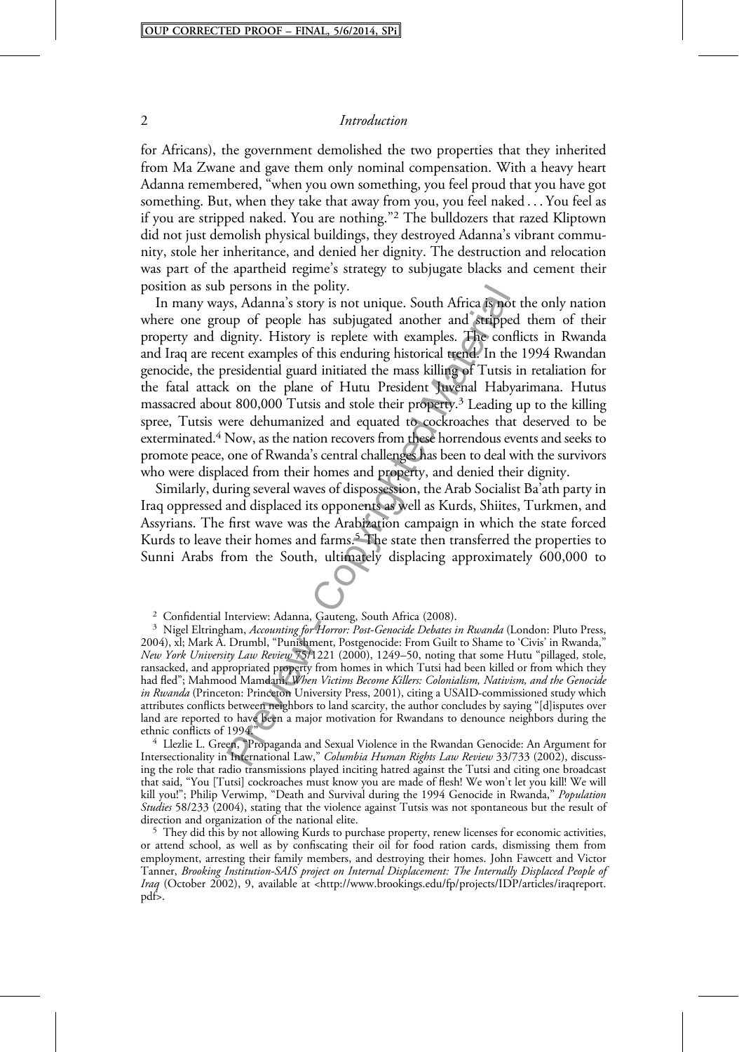for Africans), the government demolished the two properties that they inherited from Ma Zwane and gave them only nominal compensation. With a heavy heart Adanna remembered, "when you own something, you feel proud that you have got something. But, when they take that away from you, you feel naked . . . You feel as if you are stripped naked. You are nothing."[2] The bulldozers that razed Kliptown did not just demolish physical buildings, they destroyed Adanna's vibrant community, stole her inheritance, and denied her dignity. The destruction and relocation was part of the apartheid regime's strategy to subjugate blacks and cement their position as sub persons in the polity.

In many ways, Adanna's story is not unique. South Africa is not the only nation where one group of people has subjugated another and stripped them of their property and dignity. History is replete with examples. The conflicts in Rwanda and Iraq are recent examples of this enduring historical trend. In the 1994 Rwandan genocide, the presidential guard initiated the mass killing of Tutsis in retaliation for the fatal attack on the plane of Hutu President Juvenal Habyarimana. Hutus massacred about 800,000 Tutsis and stole their property.[3] Leading up to the killing spree, Tutsis were dehumanized and equated to cockroaches that deserved to be exterminated.[4] Now, as the nation recovers from these horrendous events and seeks to promote peace, one of Rwanda's central challenges has been to deal with the survivors who were displaced from their homes and property, and denied their dignity.

Similarly, during several waves of dispossession, the Arab Socialist Ba'ath party in Iraq oppressed and displaced its opponents as well as Kurds, Shiites, Turkmen, and Assyrians. The first wave was the Arabization campaign in which the state forced Kurds to leave their homes and farms.[5] The state then transferred the properties to Sunni Arabs from the South, ultimately displacing approximately 600,000 to

[2] Confidential Interview: Adanna, Gauteng, South Africa (2008).

[3] Nigel Eltringham, *Accounting for Horror: Post-Genocide Debates in Rwanda* (London: Pluto Press, 2004), xl; Mark A. Drumbl, "Punishment, Postgenocide: From Guilt to Shame to 'Civis' in Rwanda," *New York University Law Review* 75/1221 (2000), 1249–50, noting that some Hutu "pillaged, stole, ransacked, and appropriated property from homes in which Tutsi had been killed or from which they had fled"; Mahmood Mamdani, *When Victims Become Killers: Colonialism, Nativism, and the Genocide in Rwanda* (Princeton: Princeton University Press, 2001), citing a USAID-commissioned study which attributes conflicts between neighbors to land scarcity, the author concludes by saying "[d]isputes over land are reported to have been a major motivation for Rwandans to denounce neighbors during the ethnic conflicts of 1994."

[4] Llezlie L. Green, "Propaganda and Sexual Violence in the Rwandan Genocide: An Argument for Intersectionality in International Law," *Columbia Human Rights Law Review* 33/733 (2002), discussing the role that radio transmissions played inciting hatred against the Tutsi and citing one broadcast that said, "You [Tutsi] cockroaches must know you are made of flesh! We won't let you kill! We will kill you!"; Philip Verwimp, "Death and Survival during the 1994 Genocide in Rwanda," *Population Studies* 58/233 (2004), stating that the violence against Tutsis was not spontaneous but the result of direction and organization of the national elite.

[5] They did this by not allowing Kurds to purchase property, renew licenses for economic activities, or attend school, as well as by confiscating their oil for food ration cards, dismissing them from employment, arresting their family members, and destroying their homes. John Fawcett and Victor Tanner, *Brooking Institution-SAIS project on Internal Displacement: The Internally Displaced People of Iraq* (October 2002), 9, available at <http://www.brookings.edu/fp/projects/IDP/articles/iraqreport.pdf>.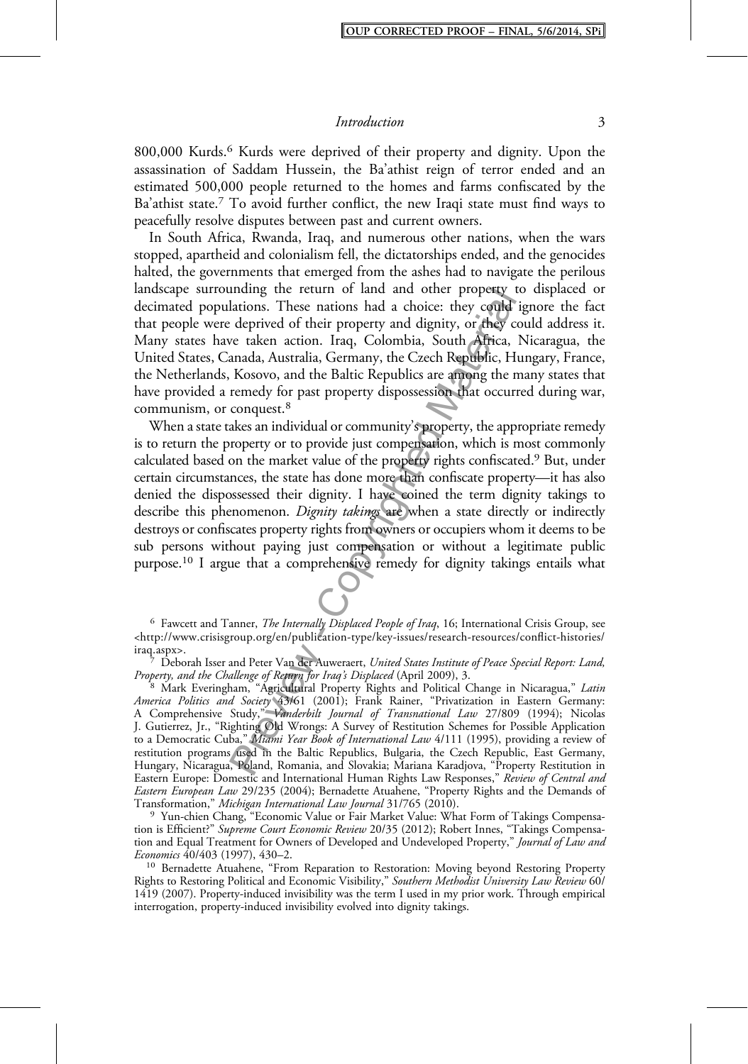800,000 Kurds.[6] Kurds were deprived of their property and dignity. Upon the assassination of Saddam Hussein, the Ba'athist reign of terror ended and an estimated 500,000 people returned to the homes and farms confiscated by the Ba'athist state.[7] To avoid further conflict, the new Iraqi state must find ways to peacefully resolve disputes between past and current owners.

In South Africa, Rwanda, Iraq, and numerous other nations, when the wars stopped, apartheid and colonialism fell, the dictatorships ended, and the genocides halted, the governments that emerged from the ashes had to navigate the perilous landscape surrounding the return of land and other property to displaced or decimated populations. These nations had a choice: they could ignore the fact that people were deprived of their property and dignity, or they could address it. Many states have taken action. Iraq, Colombia, South Africa, Nicaragua, the United States, Canada, Australia, Germany, the Czech Republic, Hungary, France, the Netherlands, Kosovo, and the Baltic Republics are among the many states that have provided a remedy for past property dispossession that occurred during war, communism, or conquest.[8]

When a state takes an individual or community's property, the appropriate remedy is to return the property or to provide just compensation, which is most commonly calculated based on the market value of the property rights confiscated.[9] But, under certain circumstances, the state has done more than confiscate property—it has also denied the dispossessed their dignity. I have coined the term dignity takings to describe this phenomenon. *Dignity takings* are when a state directly or indirectly destroys or confiscates property rights from owners or occupiers whom it deems to be sub persons without paying just compensation or without a legitimate public purpose.[10] I argue that a comprehensive remedy for dignity takings entails what

---

[6] Fawcett and Tanner, *The Internally Displaced People of Iraq*, 16; International Crisis Group, see <http://www.crisisgroup.org/en/publication-type/key-issues/research-resources/conflict-histories/iraq.aspx>.

[7] Deborah Isser and Peter Van der Auweraert, *United States Institute of Peace Special Report: Land, Property, and the Challenge of Return for Iraq's Displaced* (April 2009), 3.

[8] Mark Everingham, "Agricultural Property Rights and Political Change in Nicaragua," *Latin America Politics and Society* 43/61 (2001); Frank Rainer, "Privatization in Eastern Germany: A Comprehensive Study," *Vanderbilt Journal of Transnational Law* 27/809 (1994); Nicolas J. Gutierrez, Jr., "Righting Old Wrongs: A Survey of Restitution Schemes for Possible Application to a Democratic Cuba," *Miami Year Book of International Law* 4/111 (1995), providing a review of restitution programs used in the Baltic Republics, Bulgaria, the Czech Republic, East Germany, Hungary, Nicaragua, Poland, Romania, and Slovakia; Mariana Karadjova, "Property Restitution in Eastern Europe: Domestic and International Human Rights Law Responses," *Review of Central and Eastern European Law* 29/235 (2004); Bernadette Atuahene, "Property Rights and the Demands of Transformation," *Michigan International Law Journal* 31/765 (2010).

[9] Yun-chien Chang, "Economic Value or Fair Market Value: What Form of Takings Compensation is Efficient?" *Supreme Court Economic Review* 20/35 (2012); Robert Innes, "Takings Compensation and Equal Treatment for Owners of Developed and Undeveloped Property," *Journal of Law and Economics* 40/403 (1997), 430–2.

[10] Bernadette Atuahene, "From Reparation to Restoration: Moving beyond Restoring Property Rights to Restoring Political and Economic Visibility," *Southern Methodist University Law Review* 60/1419 (2007). Property-induced invisibility was the term I used in my prior work. Through empirical interrogation, property-induced invisibility evolved into dignity takings.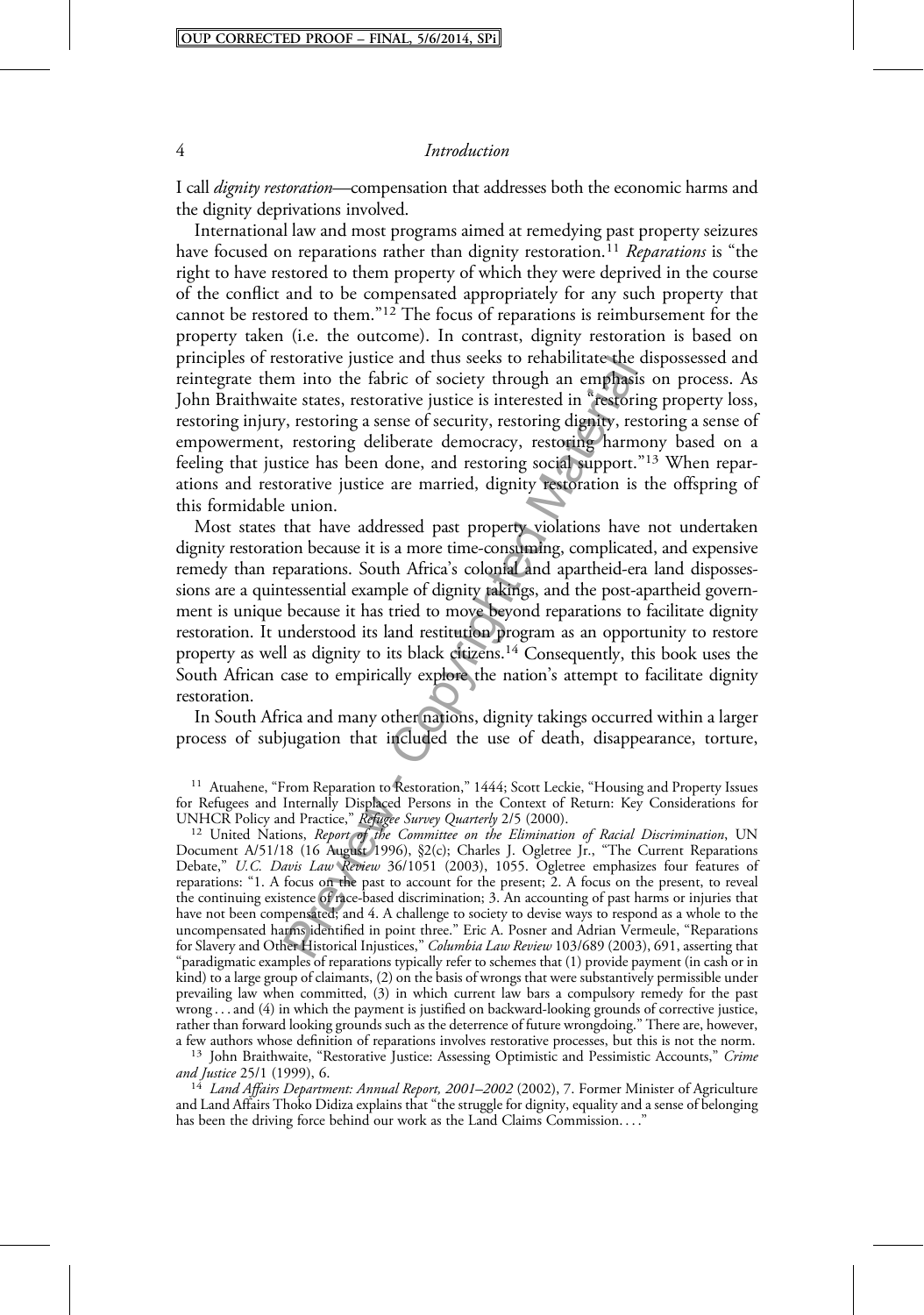I call *dignity restoration*—compensation that addresses both the economic harms and the dignity deprivations involved.

International law and most programs aimed at remedying past property seizures have focused on reparations rather than dignity restoration.[11] *Reparations* is "the right to have restored to them property of which they were deprived in the course of the conflict and to be compensated appropriately for any such property that cannot be restored to them."[12] The focus of reparations is reimbursement for the property taken (i.e. the outcome). In contrast, dignity restoration is based on principles of restorative justice and thus seeks to rehabilitate the dispossessed and reintegrate them into the fabric of society through an emphasis on process. As John Braithwaite states, restorative justice is interested in "restoring property loss, restoring injury, restoring a sense of security, restoring dignity, restoring a sense of empowerment, restoring deliberate democracy, restoring harmony based on a feeling that justice has been done, and restoring social support."[13] When reparations and restorative justice are married, dignity restoration is the offspring of this formidable union.

Most states that have addressed past property violations have not undertaken dignity restoration because it is a more time-consuming, complicated, and expensive remedy than reparations. South Africa's colonial and apartheid-era land dispossessions are a quintessential example of dignity takings, and the post-apartheid government is unique because it has tried to move beyond reparations to facilitate dignity restoration. It understood its land restitution program as an opportunity to restore property as well as dignity to its black citizens.[14] Consequently, this book uses the South African case to empirically explore the nation's attempt to facilitate dignity restoration.

In South Africa and many other nations, dignity takings occurred within a larger process of subjugation that included the use of death, disappearance, torture,

---

[11] Atuahene, "From Reparation to Restoration," 1444; Scott Leckie, "Housing and Property Issues for Refugees and Internally Displaced Persons in the Context of Return: Key Considerations for UNHCR Policy and Practice," *Refugee Survey Quarterly* 2/5 (2000).

[12] United Nations, *Report of the Committee on the Elimination of Racial Discrimination*, UN Document A/51/18 (16 August 1996), §2(c); Charles J. Ogletree Jr., "The Current Reparations Debate," *U.C. Davis Law Review* 36/1051 (2003), 1055. Ogletree emphasizes four features of reparations: "1. A focus on the past to account for the present; 2. A focus on the present, to reveal the continuing existence of race-based discrimination; 3. An accounting of past harms or injuries that have not been compensated; and 4. A challenge to society to devise ways to respond as a whole to the uncompensated harms identified in point three." Eric A. Posner and Adrian Vermeule, "Reparations for Slavery and Other Historical Injustices," *Columbia Law Review* 103/689 (2003), 691, asserting that "paradigmatic examples of reparations typically refer to schemes that (1) provide payment (in cash or in kind) to a large group of claimants, (2) on the basis of wrongs that were substantively permissible under prevailing law when committed, (3) in which current law bars a compulsory remedy for the past wrong . . . and (4) in which the payment is justified on backward-looking grounds of corrective justice, rather than forward looking grounds such as the deterrence of future wrongdoing." There are, however, a few authors whose definition of reparations involves restorative processes, but this is not the norm.

[13] John Braithwaite, "Restorative Justice: Assessing Optimistic and Pessimistic Accounts," *Crime and Justice* 25/1 (1999), 6.

[14] *Land Affairs Department: Annual Report, 2001–2002* (2002), 7. Former Minister of Agriculture and Land Affairs Thoko Didiza explains that "the struggle for dignity, equality and a sense of belonging has been the driving force behind our work as the Land Claims Commission. . . ."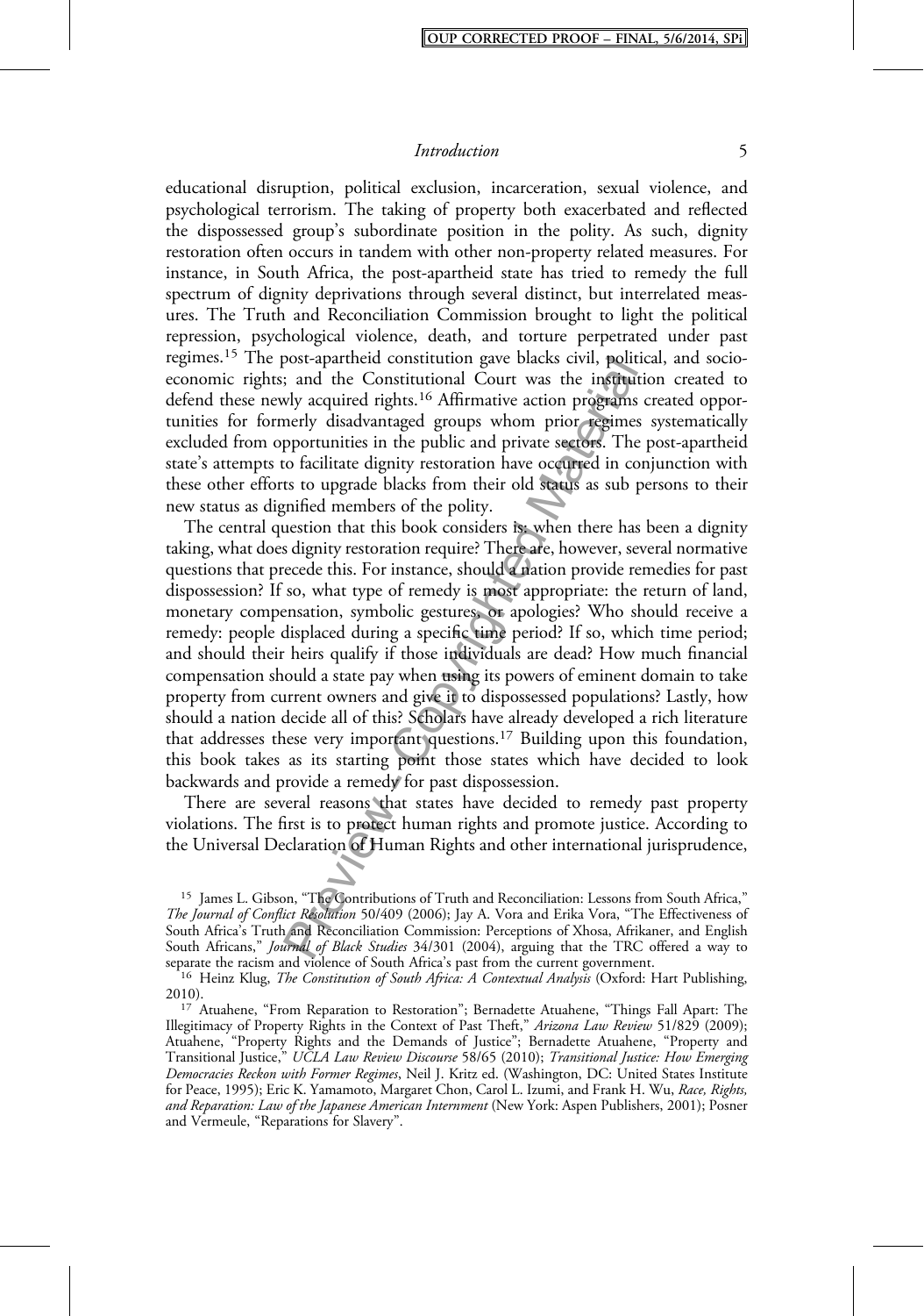educational disruption, political exclusion, incarceration, sexual violence, and psychological terrorism. The taking of property both exacerbated and reflected the dispossessed group's subordinate position in the polity. As such, dignity restoration often occurs in tandem with other non-property related measures. For instance, in South Africa, the post-apartheid state has tried to remedy the full spectrum of dignity deprivations through several distinct, but interrelated measures. The Truth and Reconciliation Commission brought to light the political repression, psychological violence, death, and torture perpetrated under past regimes.[15] The post-apartheid constitution gave blacks civil, political, and socio-economic rights; and the Constitutional Court was the institution created to defend these newly acquired rights.[16] Affirmative action programs created opportunities for formerly disadvantaged groups whom prior regimes systematically excluded from opportunities in the public and private sectors. The post-apartheid state's attempts to facilitate dignity restoration have occurred in conjunction with these other efforts to upgrade blacks from their old status as sub persons to their new status as dignified members of the polity.

The central question that this book considers is: when there has been a dignity taking, what does dignity restoration require? There are, however, several normative questions that precede this. For instance, should a nation provide remedies for past dispossession? If so, what type of remedy is most appropriate: the return of land, monetary compensation, symbolic gestures, or apologies? Who should receive a remedy: people displaced during a specific time period? If so, which time period; and should their heirs qualify if those individuals are dead? How much financial compensation should a state pay when using its powers of eminent domain to take property from current owners and give it to dispossessed populations? Lastly, how should a nation decide all of this? Scholars have already developed a rich literature that addresses these very important questions.[17] Building upon this foundation, this book takes as its starting point those states which have decided to look backwards and provide a remedy for past dispossession.

There are several reasons that states have decided to remedy past property violations. The first is to protect human rights and promote justice. According to the Universal Declaration of Human Rights and other international jurisprudence,

---

[15] James L. Gibson, "The Contributions of Truth and Reconciliation: Lessons from South Africa," *The Journal of Conflict Resolution* 50/409 (2006); Jay A. Vora and Erika Vora, "The Effectiveness of South Africa's Truth and Reconciliation Commission: Perceptions of Xhosa, Afrikaner, and English South Africans," *Journal of Black Studies* 34/301 (2004), arguing that the TRC offered a way to separate the racism and violence of South Africa's past from the current government.

[16] Heinz Klug, *The Constitution of South Africa: A Contextual Analysis* (Oxford: Hart Publishing, 2010).

[17] Atuahene, "From Reparation to Restoration"; Bernadette Atuahene, "Things Fall Apart: The Illegitimacy of Property Rights in the Context of Past Theft," *Arizona Law Review* 51/829 (2009); Atuahene, "Property Rights and the Demands of Justice"; Bernadette Atuahene, "Property and Transitional Justice," *UCLA Law Review Discourse* 58/65 (2010); *Transitional Justice: How Emerging Democracies Reckon with Former Regimes*, Neil J. Kritz ed. (Washington, DC: United States Institute for Peace, 1995); Eric K. Yamamoto, Margaret Chon, Carol L. Izumi, and Frank H. Wu, *Race, Rights, and Reparation: Law of the Japanese American Internment* (New York: Aspen Publishers, 2001); Posner and Vermeule, "Reparations for Slavery".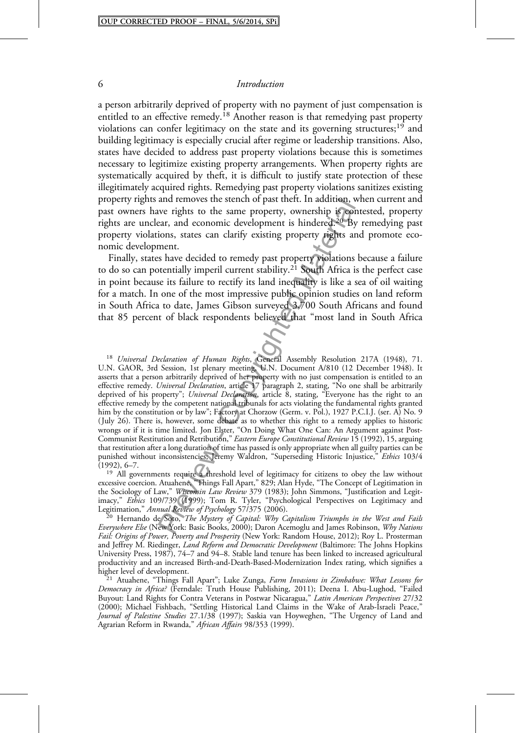a person arbitrarily deprived of property with no payment of just compensation is entitled to an effective remedy.[18] Another reason is that remedying past property violations can confer legitimacy on the state and its governing structures;[19] and building legitimacy is especially crucial after regime or leadership transitions. Also, states have decided to address past property violations because this is sometimes necessary to legitimize existing property arrangements. When property rights are systematically acquired by theft, it is difficult to justify state protection of these illegitimately acquired rights. Remedying past property violations sanitizes existing property rights and removes the stench of past theft. In addition, when current and past owners have rights to the same property, ownership is contested, property rights are unclear, and economic development is hindered.[20] By remedying past property violations, states can clarify existing property rights and promote economic development.

Finally, states have decided to remedy past property violations because a failure to do so can potentially imperil current stability.[21] South Africa is the perfect case in point because its failure to rectify its land inequality is like a sea of oil waiting for a match. In one of the most impressive public opinion studies on land reform in South Africa to date, James Gibson surveyed 3,700 South Africans and found that 85 percent of black respondents believed that "most land in South Africa

[18] *Universal Declaration of Human Rights*, General Assembly Resolution 217A (1948), 71. U.N. GAOR, 3rd Session, 1st plenary meeting, U.N. Document A/810 (12 December 1948). It asserts that a person arbitrarily deprived of her property with no just compensation is entitled to an effective remedy. *Universal Declaration*, article 17 paragraph 2, stating, "No one shall be arbitrarily deprived of his property"; *Universal Declaration*, article 8, stating, "Everyone has the right to an effective remedy by the competent national tribunals for acts violating the fundamental rights granted him by the constitution or by law"; Factory at Chorzow (Germ. v. Pol.), 1927 P.C.I.J. (ser. A) No. 9 (July 26). There is, however, some debate as to whether this right to a remedy applies to historic wrongs or if it is time limited. Jon Elster, "On Doing What One Can: An Argument against Post-Communist Restitution and Retribution," *Eastern Europe Constitutional Review* 15 (1992), 15, arguing that restitution after a long duration of time has passed is only appropriate when all guilty parties can be punished without inconsistencies; Jeremy Waldron, "Superseding Historic Injustice," *Ethics* 103/4 (1992), 6–7.

[19] All governments require a threshold level of legitimacy for citizens to obey the law without excessive coercion. Atuahene, "Things Fall Apart," 829; Alan Hyde, "The Concept of Legitimation in the Sociology of Law," *Wisconsin Law Review* 379 (1983); John Simmons, "Justification and Legitimacy," *Ethics* 109/739 (1999); Tom R. Tyler, "Psychological Perspectives on Legitimacy and Legitimation," *Annual Review of Psychology* 57/375 (2006).

[20] Hernando de Soto, *The Mystery of Capital: Why Capitalism Triumphs in the West and Fails Everywhere Else* (New York: Basic Books, 2000); Daron Acemoglu and James Robinson, *Why Nations Fail: Origins of Power, Poverty and Prosperity* (New York: Random House, 2012); Roy L. Prosterman and Jeffrey M. Riedinger, *Land Reform and Democratic Development* (Baltimore: The Johns Hopkins University Press, 1987), 74–7 and 94–8. Stable land tenure has been linked to increased agricultural productivity and an increased Birth-and-Death-Based-Modernization Index rating, which signifies a higher level of development.

[21] Atuahene, "Things Fall Apart"; Luke Zunga, *Farm Invasions in Zimbabwe: What Lessons for Democracy in Africa?* (Ferndale: Truth House Publishing, 2011); Deena I. Abu-Lughod, "Failed Buyout: Land Rights for Contra Veterans in Postwar Nicaragua," *Latin American Perspectives* 27/32 (2000); Michael Fishbach, "Settling Historical Land Claims in the Wake of Arab-Israeli Peace," *Journal of Palestine Studies* 27.1/38 (1997); Saskia van Hoyweghen, "The Urgency of Land and Agrarian Reform in Rwanda," *African Affairs* 98/353 (1999).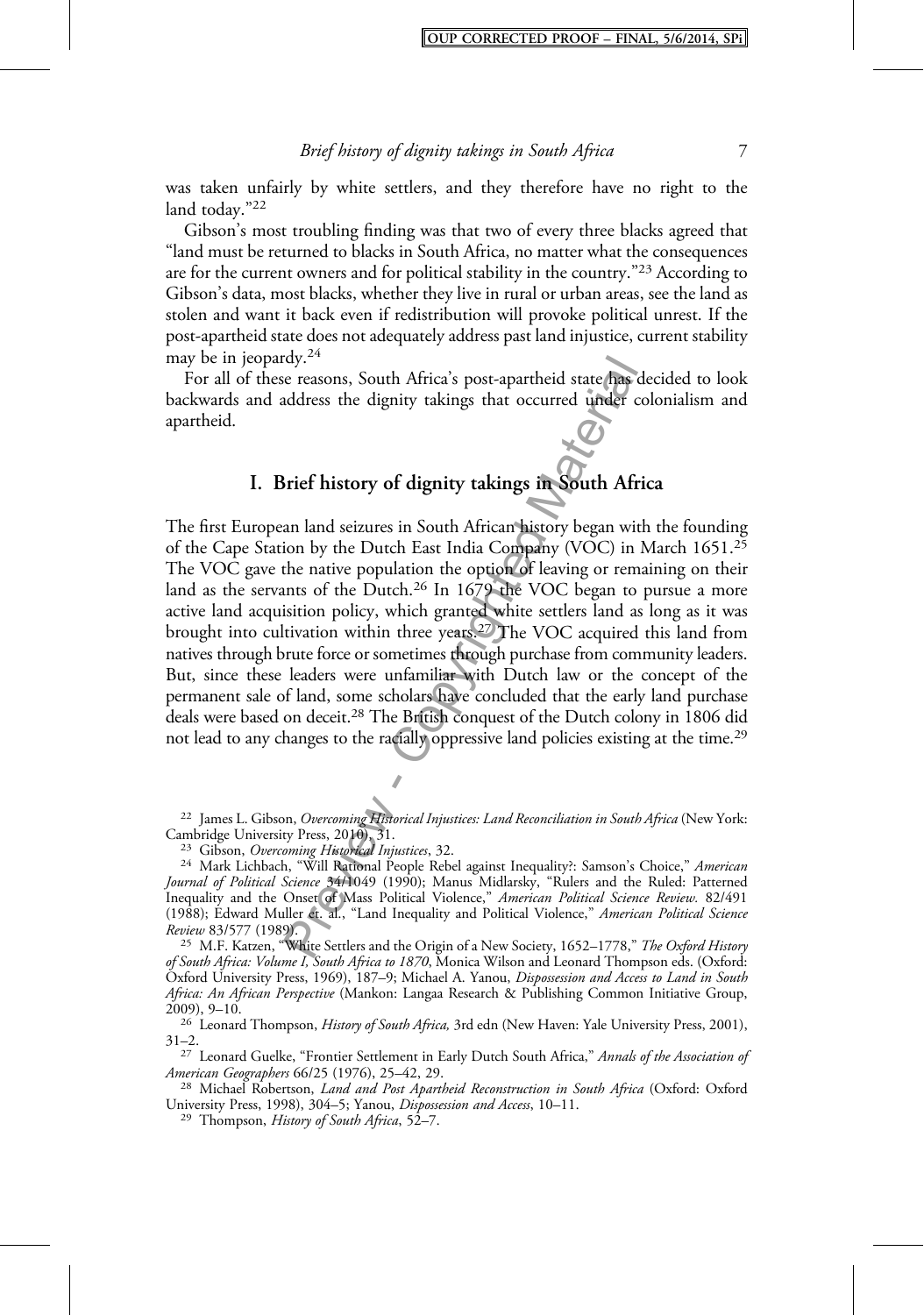was taken unfairly by white settlers, and they therefore have no right to the land today."[22]

Gibson's most troubling finding was that two of every three blacks agreed that "land must be returned to blacks in South Africa, no matter what the consequences are for the current owners and for political stability in the country."[23] According to Gibson's data, most blacks, whether they live in rural or urban areas, see the land as stolen and want it back even if redistribution will provoke political unrest. If the post-apartheid state does not adequately address past land injustice, current stability may be in jeopardy.[24]

For all of these reasons, South Africa's post-apartheid state has decided to look backwards and address the dignity takings that occurred under colonialism and apartheid.

## I. Brief history of dignity takings in South Africa

The first European land seizures in South African history began with the founding of the Cape Station by the Dutch East India Company (VOC) in March 1651.[25] The VOC gave the native population the option of leaving or remaining on their land as the servants of the Dutch.[26] In 1679 the VOC began to pursue a more active land acquisition policy, which granted white settlers land as long as it was brought into cultivation within three years.[27] The VOC acquired this land from natives through brute force or sometimes through purchase from community leaders. But, since these leaders were unfamiliar with Dutch law or the concept of the permanent sale of land, some scholars have concluded that the early land purchase deals were based on deceit.[28] The British conquest of the Dutch colony in 1806 did not lead to any changes to the racially oppressive land policies existing at the time.[29]

---

[22] James L. Gibson, *Overcoming Historical Injustices: Land Reconciliation in South Africa* (New York: Cambridge University Press, 2010), 31.

[23] Gibson, *Overcoming Historical Injustices*, 32.

[24] Mark Lichbach, "Will Rational People Rebel against Inequality?: Samson's Choice," *American Journal of Political Science* 34/1049 (1990); Manus Midlarsky, "Rulers and the Ruled: Patterned Inequality and the Onset of Mass Political Violence," *American Political Science Review.* 82/491 (1988); Edward Muller et. al., "Land Inequality and Political Violence," *American Political Science Review* 83/577 (1989).

[25] M.F. Katzen, "White Settlers and the Origin of a New Society, 1652–1778," *The Oxford History of South Africa: Volume I, South Africa to 1870*, Monica Wilson and Leonard Thompson eds. (Oxford: Oxford University Press, 1969), 187–9; Michael A. Yanou, *Dispossession and Access to Land in South Africa: An African Perspective* (Mankon: Langaa Research & Publishing Common Initiative Group, 2009), 9–10.

[26] Leonard Thompson, *History of South Africa,* 3rd edn (New Haven: Yale University Press, 2001), 31–2.

[27] Leonard Guelke, "Frontier Settlement in Early Dutch South Africa," *Annals of the Association of American Geographers* 66/25 (1976), 25–42, 29.

[28] Michael Robertson, *Land and Post Apartheid Reconstruction in South Africa* (Oxford: Oxford University Press, 1998), 304–5; Yanou, *Dispossession and Access*, 10–11.

[29] Thompson, *History of South Africa*, 52–7.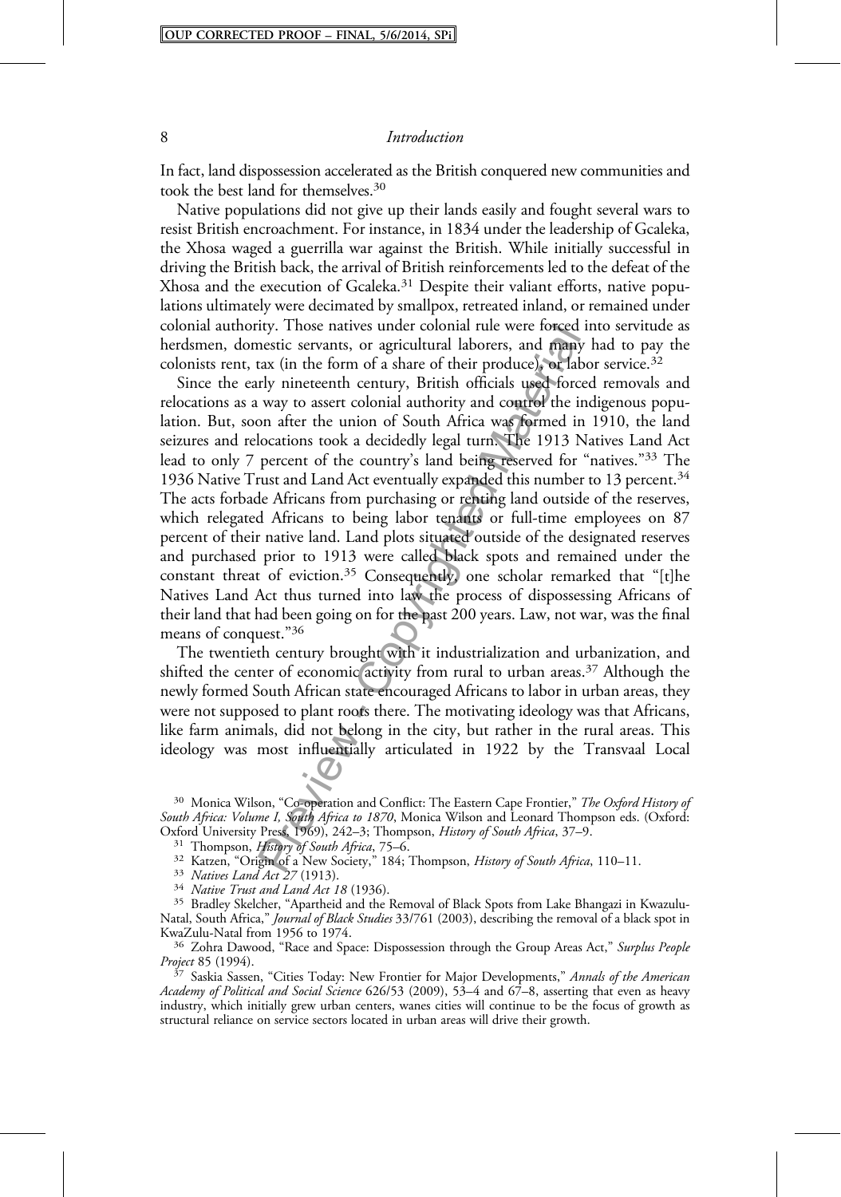In fact, land dispossession accelerated as the British conquered new communities and took the best land for themselves.[30]

Native populations did not give up their lands easily and fought several wars to resist British encroachment. For instance, in 1834 under the leadership of Gcaleka, the Xhosa waged a guerrilla war against the British. While initially successful in driving the British back, the arrival of British reinforcements led to the defeat of the Xhosa and the execution of Gcaleka.[31] Despite their valiant efforts, native populations ultimately were decimated by smallpox, retreated inland, or remained under colonial authority. Those natives under colonial rule were forced into servitude as herdsmen, domestic servants, or agricultural laborers, and many had to pay the colonists rent, tax (in the form of a share of their produce), or labor service.[32]

Since the early nineteenth century, British officials used forced removals and relocations as a way to assert colonial authority and control the indigenous population. But, soon after the union of South Africa was formed in 1910, the land seizures and relocations took a decidedly legal turn. The 1913 Natives Land Act lead to only 7 percent of the country's land being reserved for "natives."[33] The 1936 Native Trust and Land Act eventually expanded this number to 13 percent.[34] The acts forbade Africans from purchasing or renting land outside of the reserves, which relegated Africans to being labor tenants or full-time employees on 87 percent of their native land. Land plots situated outside of the designated reserves and purchased prior to 1913 were called black spots and remained under the constant threat of eviction.[35] Consequently, one scholar remarked that "[t]he Natives Land Act thus turned into law the process of dispossessing Africans of their land that had been going on for the past 200 years. Law, not war, was the final means of conquest."[36]

The twentieth century brought with it industrialization and urbanization, and shifted the center of economic activity from rural to urban areas.[37] Although the newly formed South African state encouraged Africans to labor in urban areas, they were not supposed to plant roots there. The motivating ideology was that Africans, like farm animals, did not belong in the city, but rather in the rural areas. This ideology was most influentially articulated in 1922 by the Transvaal Local

---

[30] Monica Wilson, "Co-operation and Conflict: The Eastern Cape Frontier," *The Oxford History of South Africa: Volume I, South Africa to 1870*, Monica Wilson and Leonard Thompson eds. (Oxford: Oxford University Press, 1969), 242–3; Thompson, *History of South Africa*, 37–9.

[31] Thompson, *History of South Africa*, 75–6.

[32] Katzen, "Origin of a New Society," 184; Thompson, *History of South Africa*, 110–11.

[33] *Natives Land Act 27* (1913).

[34] *Native Trust and Land Act 18* (1936).

[35] Bradley Skelcher, "Apartheid and the Removal of Black Spots from Lake Bhangazi in Kwazulu-Natal, South Africa," *Journal of Black Studies* 33/761 (2003), describing the removal of a black spot in KwaZulu-Natal from 1956 to 1974.

[36] Zohra Dawood, "Race and Space: Dispossession through the Group Areas Act," *Surplus People Project* 85 (1994).

[37] Saskia Sassen, "Cities Today: New Frontier for Major Developments," *Annals of the American Academy of Political and Social Science* 626/53 (2009), 53–4 and 67–8, asserting that even as heavy industry, which initially grew urban centers, wanes cities will continue to be the focus of growth as structural reliance on service sectors located in urban areas will drive their growth.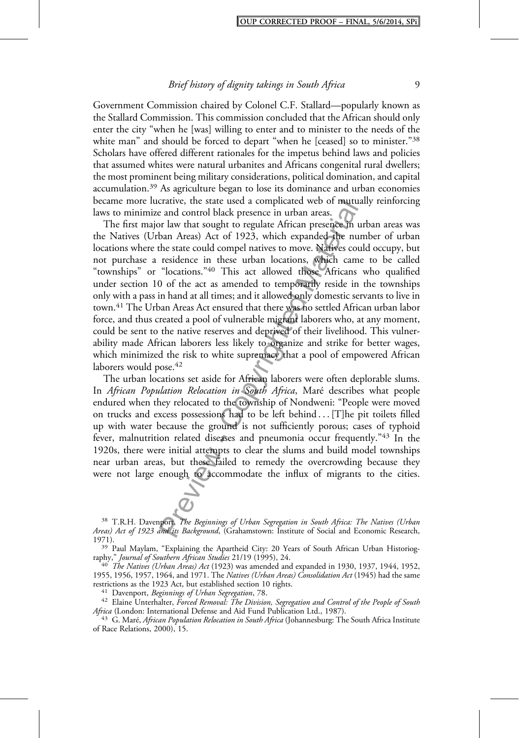Government Commission chaired by Colonel C.F. Stallard—popularly known as the Stallard Commission. This commission concluded that the African should only enter the city "when he [was] willing to enter and to minister to the needs of the white man" and should be forced to depart "when he [ceased] so to minister."[38] Scholars have offered different rationales for the impetus behind laws and policies that assumed whites were natural urbanites and Africans congenital rural dwellers; the most prominent being military considerations, political domination, and capital accumulation.[39] As agriculture began to lose its dominance and urban economies became more lucrative, the state used a complicated web of mutually reinforcing laws to minimize and control black presence in urban areas.

The first major law that sought to regulate African presence in urban areas was the Natives (Urban Areas) Act of 1923, which expanded the number of urban locations where the state could compel natives to move. Natives could occupy, but not purchase a residence in these urban locations, which came to be called "townships" or "locations."[40] This act allowed those Africans who qualified under section 10 of the act as amended to temporarily reside in the townships only with a pass in hand at all times; and it allowed only domestic servants to live in town.[41] The Urban Areas Act ensured that there was no settled African urban labor force, and thus created a pool of vulnerable migrant laborers who, at any moment, could be sent to the native reserves and deprived of their livelihood. This vulnerability made African laborers less likely to organize and strike for better wages, which minimized the risk to white supremacy that a pool of empowered African laborers would pose.[42]

The urban locations set aside for African laborers were often deplorable slums. In *African Population Relocation in South Africa*, Maré describes what people endured when they relocated to the township of Nondweni: "People were moved on trucks and excess possessions had to be left behind . . . [T]he pit toilets filled up with water because the ground is not sufficiently porous; cases of typhoid fever, malnutrition related diseases and pneumonia occur frequently."[43] In the 1920s, there were initial attempts to clear the slums and build model townships near urban areas, but these failed to remedy the overcrowding because they were not large enough to accommodate the influx of migrants to the cities.

---

[38] T.R.H. Davenport, *The Beginnings of Urban Segregation in South Africa: The Natives (Urban Areas) Act of 1923 and its Background*, (Grahamstown: Institute of Social and Economic Research, 1971).

[39] Paul Maylam, "Explaining the Apartheid City: 20 Years of South African Urban Historiography," *Journal of Southern African Studies* 21/19 (1995), 24.

[40] *The Natives (Urban Areas) Act* (1923) was amended and expanded in 1930, 1937, 1944, 1952, 1955, 1956, 1957, 1964, and 1971. The *Natives (Urban Areas) Consolidation Act* (1945) had the same restrictions as the 1923 Act, but established section 10 rights.

[41] Davenport, *Beginnings of Urban Segregation*, 78.

[42] Elaine Unterhalter, *Forced Removal: The Division, Segregation and Control of the People of South Africa* (London: International Defense and Aid Fund Publication Ltd., 1987).

[43] G. Maré, *African Population Relocation in South Africa* (Johannesburg: The South Africa Institute of Race Relations, 2000), 15.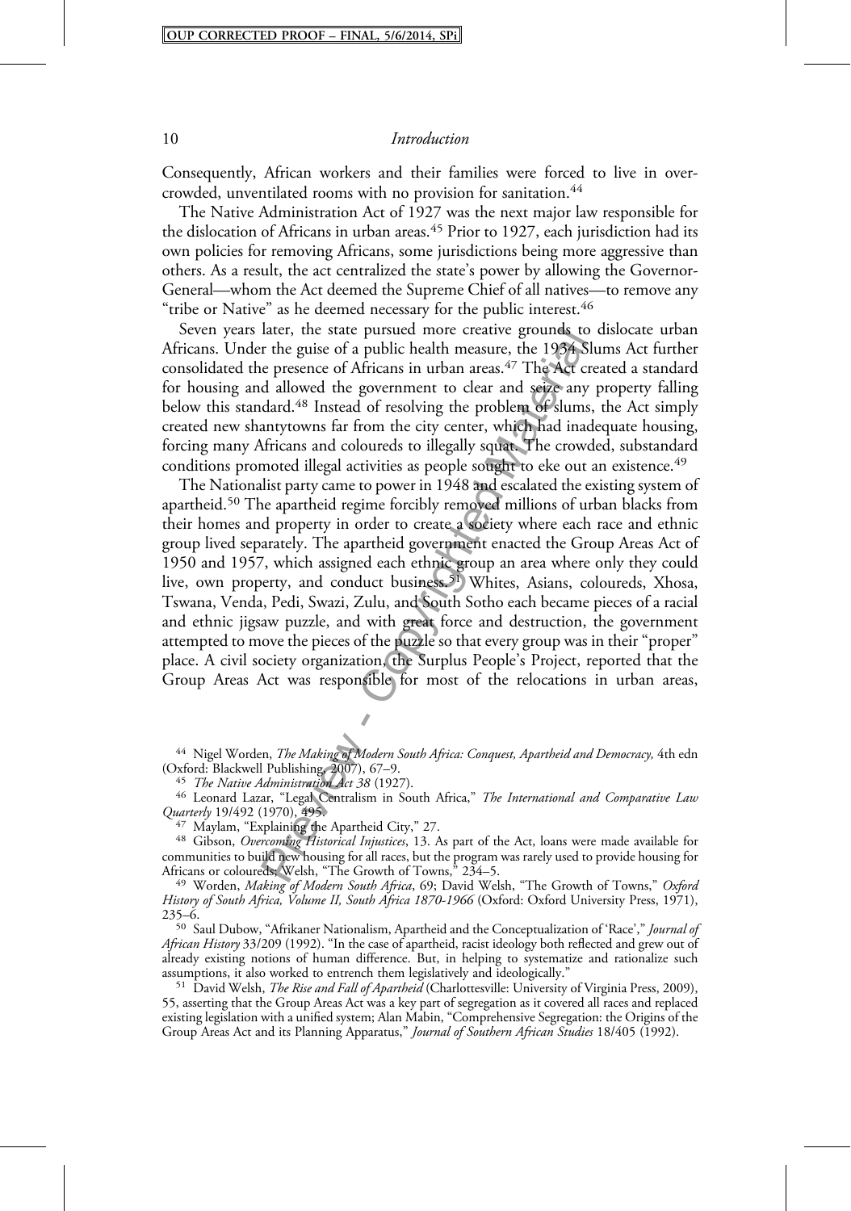Consequently, African workers and their families were forced to live in overcrowded, unventilated rooms with no provision for sanitation.[44]

The Native Administration Act of 1927 was the next major law responsible for the dislocation of Africans in urban areas.[45] Prior to 1927, each jurisdiction had its own policies for removing Africans, some jurisdictions being more aggressive than others. As a result, the act centralized the state's power by allowing the Governor-General—whom the Act deemed the Supreme Chief of all natives—to remove any "tribe or Native" as he deemed necessary for the public interest.[46]

Seven years later, the state pursued more creative grounds to dislocate urban Africans. Under the guise of a public health measure, the 1934 Slums Act further consolidated the presence of Africans in urban areas.[47] The Act created a standard for housing and allowed the government to clear and seize any property falling below this standard.[48] Instead of resolving the problem of slums, the Act simply created new shantytowns far from the city center, which had inadequate housing, forcing many Africans and coloureds to illegally squat. The crowded, substandard conditions promoted illegal activities as people sought to eke out an existence.[49]

The Nationalist party came to power in 1948 and escalated the existing system of apartheid.[50] The apartheid regime forcibly removed millions of urban blacks from their homes and property in order to create a society where each race and ethnic group lived separately. The apartheid government enacted the Group Areas Act of 1950 and 1957, which assigned each ethnic group an area where only they could live, own property, and conduct business.[51] Whites, Asians, coloureds, Xhosa, Tswana, Venda, Pedi, Swazi, Zulu, and South Sotho each became pieces of a racial and ethnic jigsaw puzzle, and with great force and destruction, the government attempted to move the pieces of the puzzle so that every group was in their "proper" place. A civil society organization, the Surplus People's Project, reported that the Group Areas Act was responsible for most of the relocations in urban areas,

---

[44] Nigel Worden, *The Making of Modern South Africa: Conquest, Apartheid and Democracy,* 4th edn (Oxford: Blackwell Publishing, 2007), 67–9.

[45] *The Native Administration Act 38* (1927).

[46] Leonard Lazar, "Legal Centralism in South Africa," *The International and Comparative Law Quarterly* 19/492 (1970), 495.

[47] Maylam, "Explaining the Apartheid City," 27.

[48] Gibson, *Overcoming Historical Injustices*, 13. As part of the Act, loans were made available for communities to build new housing for all races, but the program was rarely used to provide housing for Africans or coloureds; Welsh, "The Growth of Towns," 234–5.

[49] Worden, *Making of Modern South Africa*, 69; David Welsh, "The Growth of Towns," *Oxford History of South Africa, Volume II, South Africa 1870-1966* (Oxford: Oxford University Press, 1971), 235–6.

[50] Saul Dubow, "Afrikaner Nationalism, Apartheid and the Conceptualization of 'Race'," *Journal of African History* 33/209 (1992). "In the case of apartheid, racist ideology both reflected and grew out of already existing notions of human difference. But, in helping to systematize and rationalize such assumptions, it also worked to entrench them legislatively and ideologically."

[51] David Welsh, *The Rise and Fall of Apartheid* (Charlottesville: University of Virginia Press, 2009), 55, asserting that the Group Areas Act was a key part of segregation as it covered all races and replaced existing legislation with a unified system; Alan Mabin, "Comprehensive Segregation: the Origins of the Group Areas Act and its Planning Apparatus," *Journal of Southern African Studies* 18/405 (1992).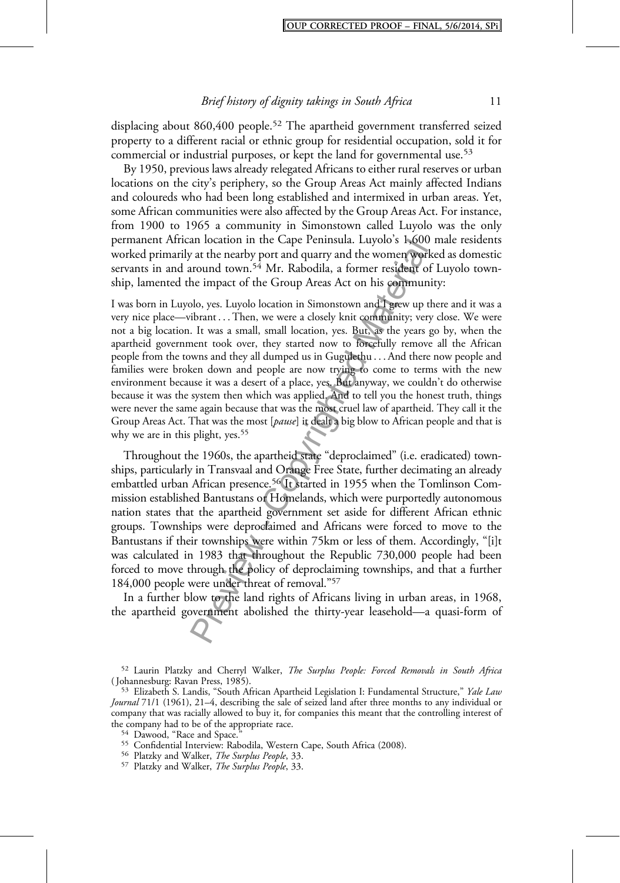displacing about 860,400 people.[52] The apartheid government transferred seized property to a different racial or ethnic group for residential occupation, sold it for commercial or industrial purposes, or kept the land for governmental use.[53]

By 1950, previous laws already relegated Africans to either rural reserves or urban locations on the city's periphery, so the Group Areas Act mainly affected Indians and coloureds who had been long established and intermixed in urban areas. Yet, some African communities were also affected by the Group Areas Act. For instance, from 1900 to 1965 a community in Simonstown called Luyolo was the only permanent African location in the Cape Peninsula. Luyolo's 1,600 male residents worked primarily at the nearby port and quarry and the women worked as domestic servants in and around town.[54] Mr. Rabodila, a former resident of Luyolo township, lamented the impact of the Group Areas Act on his community:

> I was born in Luyolo, yes. Luyolo location in Simonstown and I grew up there and it was a very nice place—vibrant . . . Then, we were a closely knit community; very close. We were not a big location. It was a small, small location, yes. But, as the years go by, when the apartheid government took over, they started now to forcefully remove all the African people from the towns and they all dumped us in Gugulethu . . . And there now people and families were broken down and people are now trying to come to terms with the new environment because it was a desert of a place, yes. But anyway, we couldn't do otherwise because it was the system then which was applied. And to tell you the honest truth, things were never the same again because that was the most cruel law of apartheid. They call it the Group Areas Act. That was the most [*pause*] it dealt a big blow to African people and that is why we are in this plight, yes.[55]

Throughout the 1960s, the apartheid state "deproclaimed" (i.e. eradicated) townships, particularly in Transvaal and Orange Free State, further decimating an already embattled urban African presence.[56] It started in 1955 when the Tomlinson Commission established Bantustans or Homelands, which were purportedly autonomous nation states that the apartheid government set aside for different African ethnic groups. Townships were deproclaimed and Africans were forced to move to the Bantustans if their townships were within 75km or less of them. Accordingly, "[i]t was calculated in 1983 that throughout the Republic 730,000 people had been forced to move through the policy of deproclaiming townships, and that a further 184,000 people were under threat of removal."[57]

In a further blow to the land rights of Africans living in urban areas, in 1968, the apartheid government abolished the thirty-year leasehold—a quasi-form of

---

[52] Laurin Platzky and Cherryl Walker, *The Surplus People: Forced Removals in South Africa* (Johannesburg: Ravan Press, 1985).

[53] Elizabeth S. Landis, "South African Apartheid Legislation I: Fundamental Structure," *Yale Law Journal* 71/1 (1961), 21–4, describing the sale of seized land after three months to any individual or company that was racially allowed to buy it, for companies this meant that the controlling interest of the company had to be of the appropriate race.

[54] Dawood, "Race and Space."

[55] Confidential Interview: Rabodila, Western Cape, South Africa (2008).

[56] Platzky and Walker, *The Surplus People*, 33.

[57] Platzky and Walker, *The Surplus People*, 33.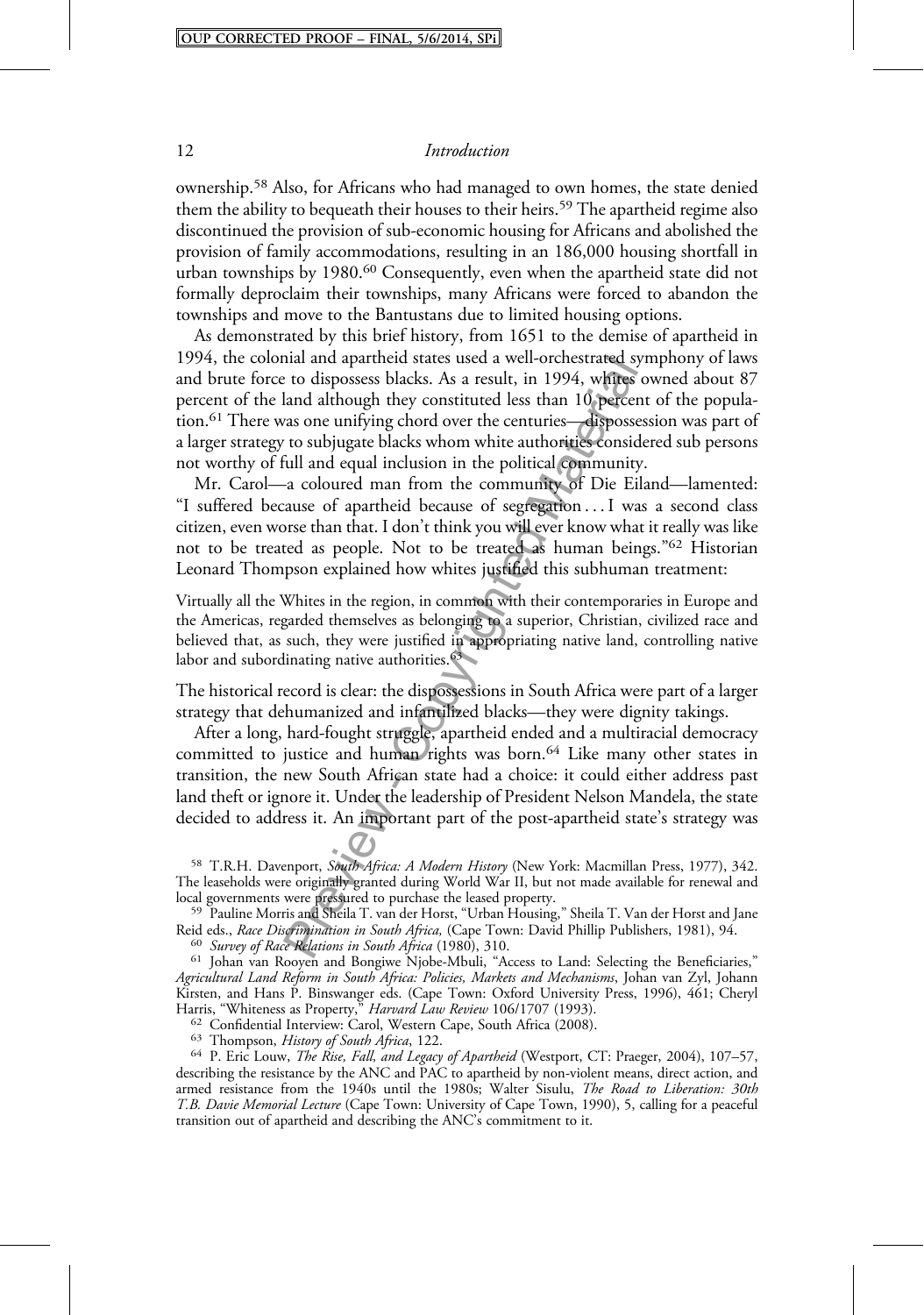ownership.[58] Also, for Africans who had managed to own homes, the state denied them the ability to bequeath their houses to their heirs.[59] The apartheid regime also discontinued the provision of sub-economic housing for Africans and abolished the provision of family accommodations, resulting in an 186,000 housing shortfall in urban townships by 1980.[60] Consequently, even when the apartheid state did not formally deproclaim their townships, many Africans were forced to abandon the townships and move to the Bantustans due to limited housing options.

As demonstrated by this brief history, from 1651 to the demise of apartheid in 1994, the colonial and apartheid states used a well-orchestrated symphony of laws and brute force to dispossess blacks. As a result, in 1994, whites owned about 87 percent of the land although they constituted less than 10 percent of the population.[61] There was one unifying chord over the centuries—dispossession was part of a larger strategy to subjugate blacks whom white authorities considered sub persons not worthy of full and equal inclusion in the political community.

Mr. Carol—a coloured man from the community of Die Eiland—lamented: "I suffered because of apartheid because of segregation . . . I was a second class citizen, even worse than that. I don't think you will ever know what it really was like not to be treated as people. Not to be treated as human beings."[62] Historian Leonard Thompson explained how whites justified this subhuman treatment:

> Virtually all the Whites in the region, in common with their contemporaries in Europe and the Americas, regarded themselves as belonging to a superior, Christian, civilized race and believed that, as such, they were justified in appropriating native land, controlling native labor and subordinating native authorities.[63]

The historical record is clear: the dispossessions in South Africa were part of a larger strategy that dehumanized and infantilized blacks—they were dignity takings.

After a long, hard-fought struggle, apartheid ended and a multiracial democracy committed to justice and human rights was born.[64] Like many other states in transition, the new South African state had a choice: it could either address past land theft or ignore it. Under the leadership of President Nelson Mandela, the state decided to address it. An important part of the post-apartheid state's strategy was

---

[58] T.R.H. Davenport, *South Africa: A Modern History* (New York: Macmillan Press, 1977), 342. The leaseholds were originally granted during World War II, but not made available for renewal and local governments were pressured to purchase the leased property.

[59] Pauline Morris and Sheila T. van der Horst, "Urban Housing," Sheila T. Van der Horst and Jane Reid eds., *Race Discrimination in South Africa,* (Cape Town: David Phillip Publishers, 1981), 94.

[60] *Survey of Race Relations in South Africa* (1980), 310.

[61] Johan van Rooyen and Bongiwe Njobe-Mbuli, "Access to Land: Selecting the Beneficiaries," *Agricultural Land Reform in South Africa: Policies, Markets and Mechanisms*, Johan van Zyl, Johann Kirsten, and Hans P. Binswanger eds. (Cape Town: Oxford University Press, 1996), 461; Cheryl Harris, "Whiteness as Property," *Harvard Law Review* 106/1707 (1993).

[62] Confidential Interview: Carol, Western Cape, South Africa (2008).

[63] Thompson, *History of South Africa*, 122.

[64] P. Eric Louw, *The Rise, Fall, and Legacy of Apartheid* (Westport, CT: Praeger, 2004), 107–57, describing the resistance by the ANC and PAC to apartheid by non-violent means, direct action, and armed resistance from the 1940s until the 1980s; Walter Sisulu, *The Road to Liberation: 30th T.B. Davie Memorial Lecture* (Cape Town: University of Cape Town, 1990), 5, calling for a peaceful transition out of apartheid and describing the ANC's commitment to it.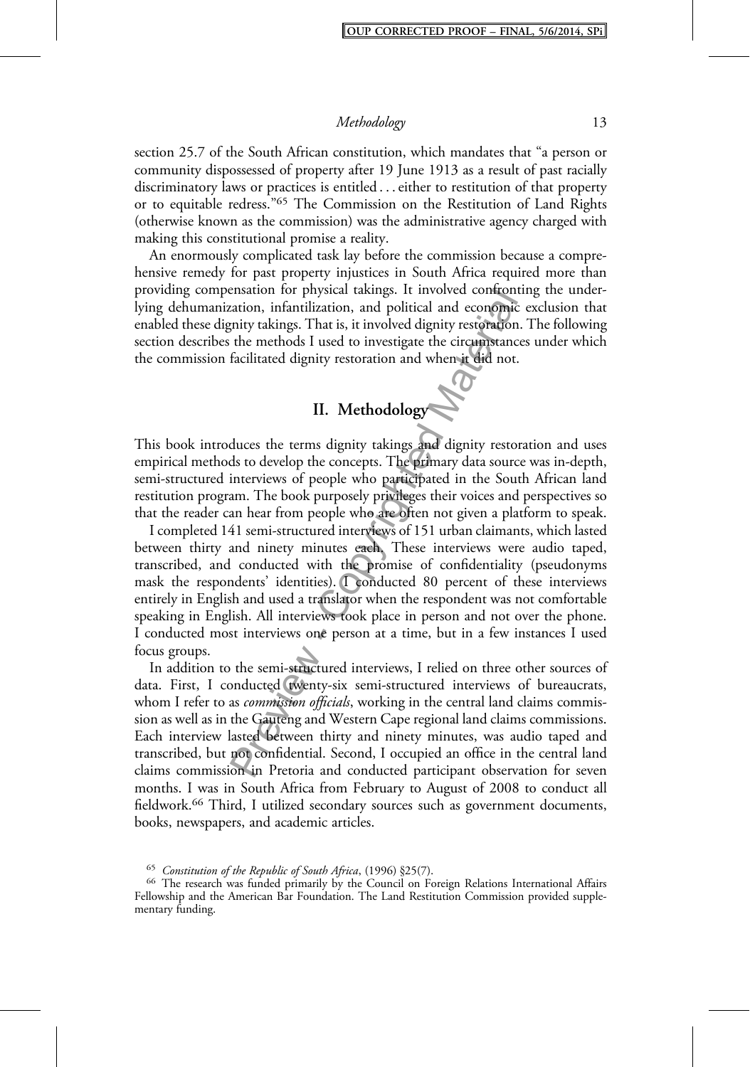section 25.7 of the South African constitution, which mandates that "a person or community dispossessed of property after 19 June 1913 as a result of past racially discriminatory laws or practices is entitled . . . either to restitution of that property or to equitable redress."[65] The Commission on the Restitution of Land Rights (otherwise known as the commission) was the administrative agency charged with making this constitutional promise a reality.

An enormously complicated task lay before the commission because a comprehensive remedy for past property injustices in South Africa required more than providing compensation for physical takings. It involved confronting the underlying dehumanization, infantilization, and political and economic exclusion that enabled these dignity takings. That is, it involved dignity restoration. The following section describes the methods I used to investigate the circumstances under which the commission facilitated dignity restoration and when it did not.

## II. Methodology

This book introduces the terms dignity takings and dignity restoration and uses empirical methods to develop the concepts. The primary data source was in-depth, semi-structured interviews of people who participated in the South African land restitution program. The book purposely privileges their voices and perspectives so that the reader can hear from people who are often not given a platform to speak.

I completed 141 semi-structured interviews of 151 urban claimants, which lasted between thirty and ninety minutes each. These interviews were audio taped, transcribed, and conducted with the promise of confidentiality (pseudonyms mask the respondents' identities). I conducted 80 percent of these interviews entirely in English and used a translator when the respondent was not comfortable speaking in English. All interviews took place in person and not over the phone. I conducted most interviews one person at a time, but in a few instances I used focus groups.

In addition to the semi-structured interviews, I relied on three other sources of data. First, I conducted twenty-six semi-structured interviews of bureaucrats, whom I refer to as *commission officials*, working in the central land claims commission as well as in the Gauteng and Western Cape regional land claims commissions. Each interview lasted between thirty and ninety minutes, was audio taped and transcribed, but not confidential. Second, I occupied an office in the central land claims commission in Pretoria and conducted participant observation for seven months. I was in South Africa from February to August of 2008 to conduct all fieldwork.[66] Third, I utilized secondary sources such as government documents, books, newspapers, and academic articles.

---

[65] *Constitution of the Republic of South Africa*, (1996) §25(7).

[66] The research was funded primarily by the Council on Foreign Relations International Affairs Fellowship and the American Bar Foundation. The Land Restitution Commission provided supplementary funding.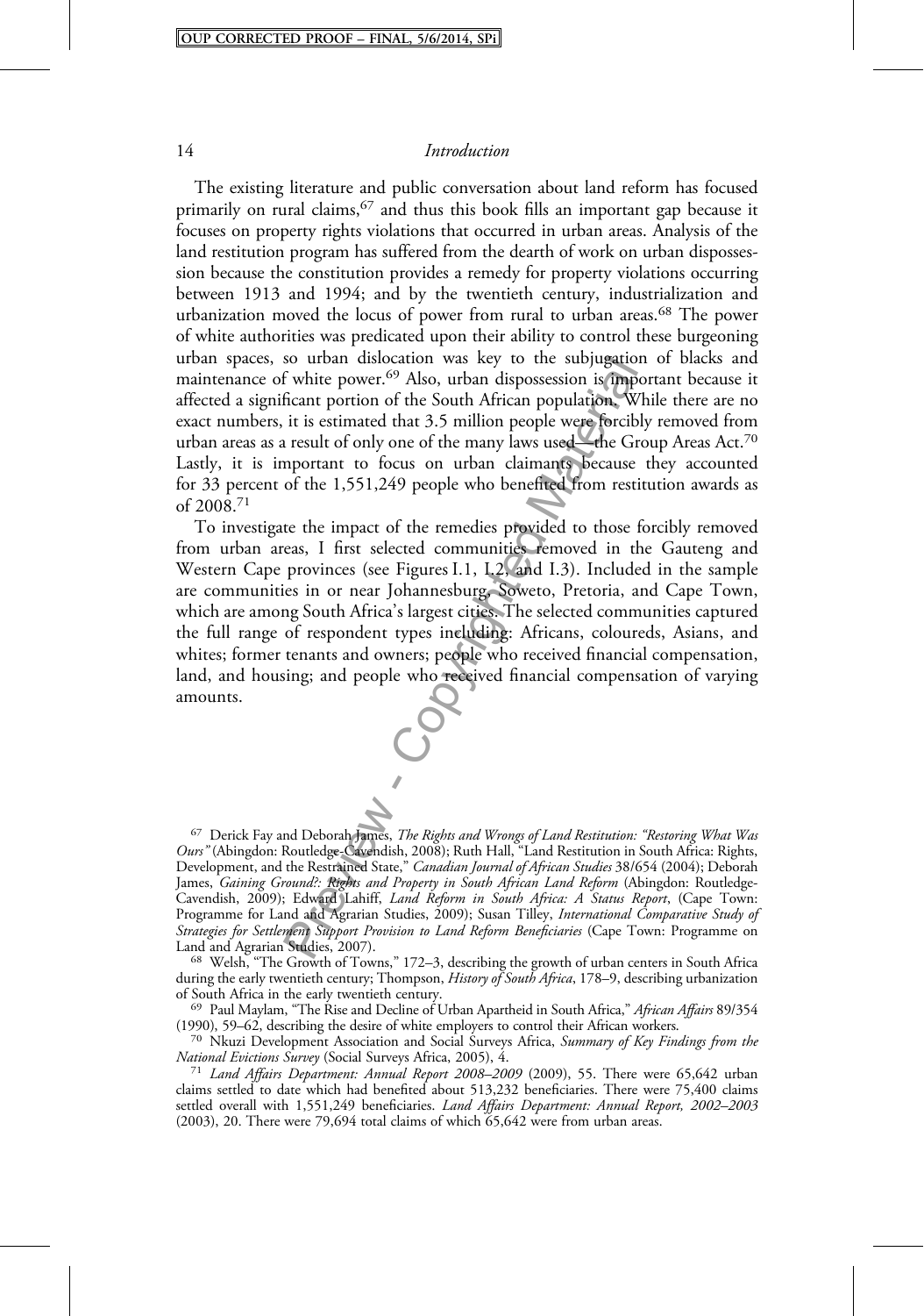The existing literature and public conversation about land reform has focused primarily on rural claims,[67] and thus this book fills an important gap because it focuses on property rights violations that occurred in urban areas. Analysis of the land restitution program has suffered from the dearth of work on urban dispossession because the constitution provides a remedy for property violations occurring between 1913 and 1994; and by the twentieth century, industrialization and urbanization moved the locus of power from rural to urban areas.[68] The power of white authorities was predicated upon their ability to control these burgeoning urban spaces, so urban dislocation was key to the subjugation of blacks and maintenance of white power.[69] Also, urban dispossession is important because it affected a significant portion of the South African population. While there are no exact numbers, it is estimated that 3.5 million people were forcibly removed from urban areas as a result of only one of the many laws used—the Group Areas Act.[70] Lastly, it is important to focus on urban claimants because they accounted for 33 percent of the 1,551,249 people who benefited from restitution awards as of 2008.[71]

To investigate the impact of the remedies provided to those forcibly removed from urban areas, I first selected communities removed in the Gauteng and Western Cape provinces (see Figures I.1, I.2, and I.3). Included in the sample are communities in or near Johannesburg, Soweto, Pretoria, and Cape Town, which are among South Africa's largest cities. The selected communities captured the full range of respondent types including: Africans, coloureds, Asians, and whites; former tenants and owners; people who received financial compensation, land, and housing; and people who received financial compensation of varying amounts.

---

[67] Derick Fay and Deborah James, *The Rights and Wrongs of Land Restitution: "Restoring What Was Ours"* (Abingdon: Routledge-Cavendish, 2008); Ruth Hall, "Land Restitution in South Africa: Rights, Development, and the Restrained State," *Canadian Journal of African Studies* 38/654 (2004); Deborah James, *Gaining Ground?: Rights and Property in South African Land Reform* (Abingdon: Routledge-Cavendish, 2009); Edward Lahiff, *Land Reform in South Africa: A Status Report*, (Cape Town: Programme for Land and Agrarian Studies, 2009); Susan Tilley, *International Comparative Study of Strategies for Settlement Support Provision to Land Reform Beneficiaries* (Cape Town: Programme on Land and Agrarian Studies, 2007).

[68] Welsh, "The Growth of Towns," 172–3, describing the growth of urban centers in South Africa during the early twentieth century; Thompson, *History of South Africa*, 178–9, describing urbanization of South Africa in the early twentieth century.

[69] Paul Maylam, "The Rise and Decline of Urban Apartheid in South Africa," *African Affairs* 89/354 (1990), 59–62, describing the desire of white employers to control their African workers.

[70] Nkuzi Development Association and Social Surveys Africa, *Summary of Key Findings from the National Evictions Survey* (Social Surveys Africa, 2005), 4.

[71] *Land Affairs Department: Annual Report 2008–2009* (2009), 55. There were 65,642 urban claims settled to date which had benefited about 513,232 beneficiaries. There were 75,400 claims settled overall with 1,551,249 beneficiaries. *Land Affairs Department: Annual Report, 2002–2003* (2003), 20. There were 79,694 total claims of which 65,642 were from urban areas.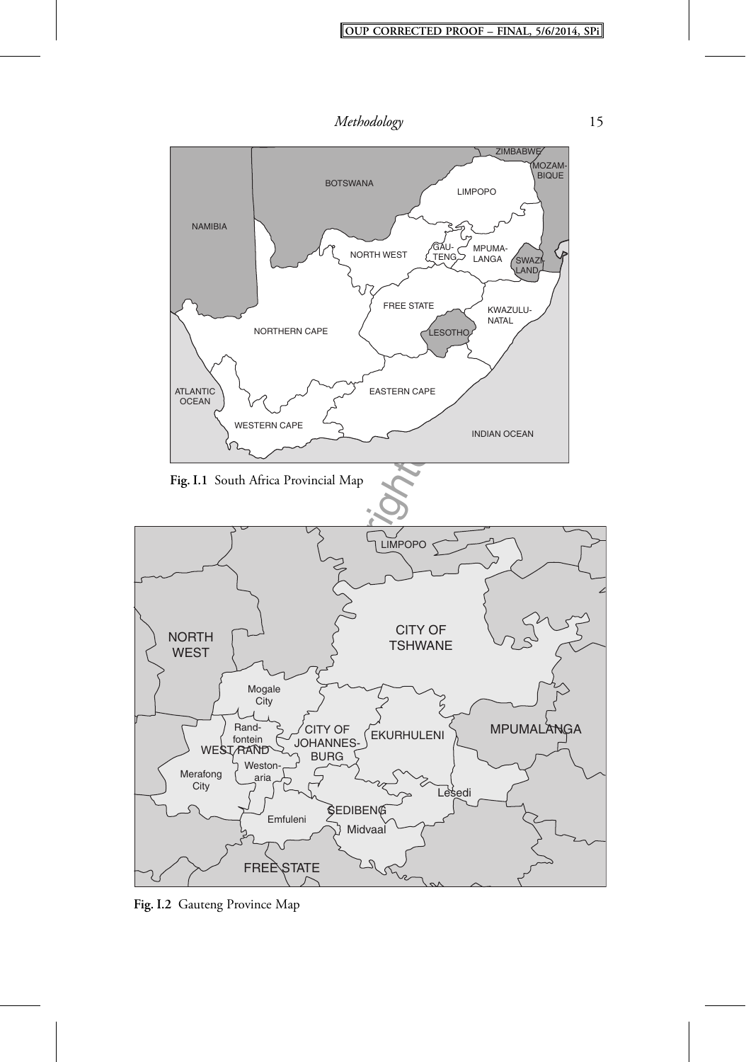Fig. I.1 South Africa Provincial Map

Fig. I.2 Gauteng Province Map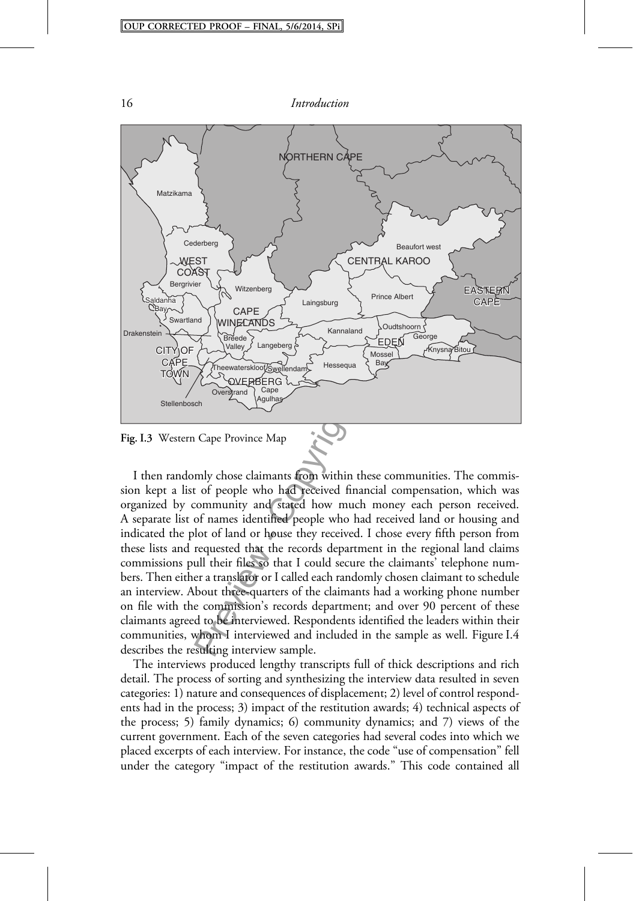**Fig. I.3** Western Cape Province Map

I then randomly chose claimants from within these communities. The commission kept a list of people who had received financial compensation, which was organized by community and stated how much money each person received. A separate list of names identified people who had received land or housing and indicated the plot of land or house they received. I chose every fifth person from these lists and requested that the records department in the regional land claims commissions pull their files so that I could secure the claimants' telephone numbers. Then either a translator or I called each randomly chosen claimant to schedule an interview. About three-quarters of the claimants had a working phone number on file with the commission's records department; and over 90 percent of these claimants agreed to be interviewed. Respondents identified the leaders within their communities, whom I interviewed and included in the sample as well. Figure I.4 describes the resulting interview sample.

The interviews produced lengthy transcripts full of thick descriptions and rich detail. The process of sorting and synthesizing the interview data resulted in seven categories: 1) nature and consequences of displacement; 2) level of control respondents had in the process; 3) impact of the restitution awards; 4) technical aspects of the process; 5) family dynamics; 6) community dynamics; and 7) views of the current government. Each of the seven categories had several codes into which we placed excerpts of each interview. For instance, the code "use of compensation" fell under the category "impact of the restitution awards." This code contained all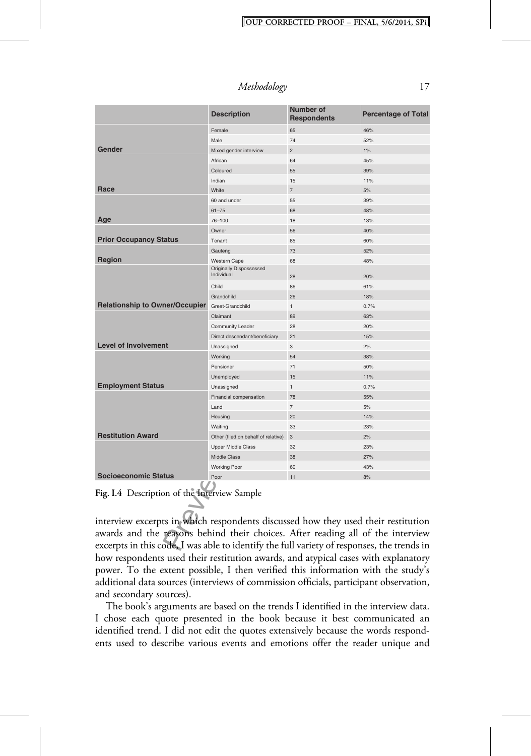| | Description | Number of Respondents | Percentage of Total |
|---|---|---|---|
| Gender | Female | 65 | 46% |
| | Male | 74 | 52% |
| | Mixed gender interview | 2 | 1% |
| Race | African | 64 | 45% |
| | Coloured | 55 | 39% |
| | Indian | 15 | 11% |
| | White | 7 | 5% |
| Age | 60 and under | 55 | 39% |
| | 61–75 | 68 | 48% |
| | 76–100 | 18 | 13% |
| Prior Occupancy Status | Owner | 56 | 40% |
| | Tenant | 85 | 60% |
| Region | Gauteng | 73 | 52% |
| | Western Cape | 68 | 48% |
| Relationship to Owner/Occupier | Originally Dispossessed Individual | 28 | 20% |
| | Child | 86 | 61% |
| | Grandchild | 26 | 18% |
| | Great-Grandchild | 1 | 0.7% |
| Level of Involvement | Claimant | 89 | 63% |
| | Community Leader | 28 | 20% |
| | Direct descendant/beneficiary | 21 | 15% |
| | Unassigned | 3 | 2% |
| Employment Status | Working | 54 | 38% |
| | Pensioner | 71 | 50% |
| | Unemployed | 15 | 11% |
| | Unassigned | 1 | 0.7% |
| Restitution Award | Financial compensation | 78 | 55% |
| | Land | 7 | 5% |
| | Housing | 20 | 14% |
| | Waiting | 33 | 23% |
| | Other (filed on behalf of relative) | 3 | 2% |
| Socioeconomic Status | Upper Middle Class | 32 | 23% |
| | Middle Class | 38 | 27% |
| | Working Poor | 60 | 43% |
| | Poor | 11 | 8% |

**Fig. I.4** Description of the Interview Sample

interview excerpts in which respondents discussed how they used their restitution awards and the reasons behind their choices. After reading all of the interview excerpts in this code, I was able to identify the full variety of responses, the trends in how respondents used their restitution awards, and atypical cases with explanatory power. To the extent possible, I then verified this information with the study's additional data sources (interviews of commission officials, participant observation, and secondary sources).

The book's arguments are based on the trends I identified in the interview data. I chose each quote presented in the book because it best communicated an identified trend. I did not edit the quotes extensively because the words respondents used to describe various events and emotions offer the reader unique and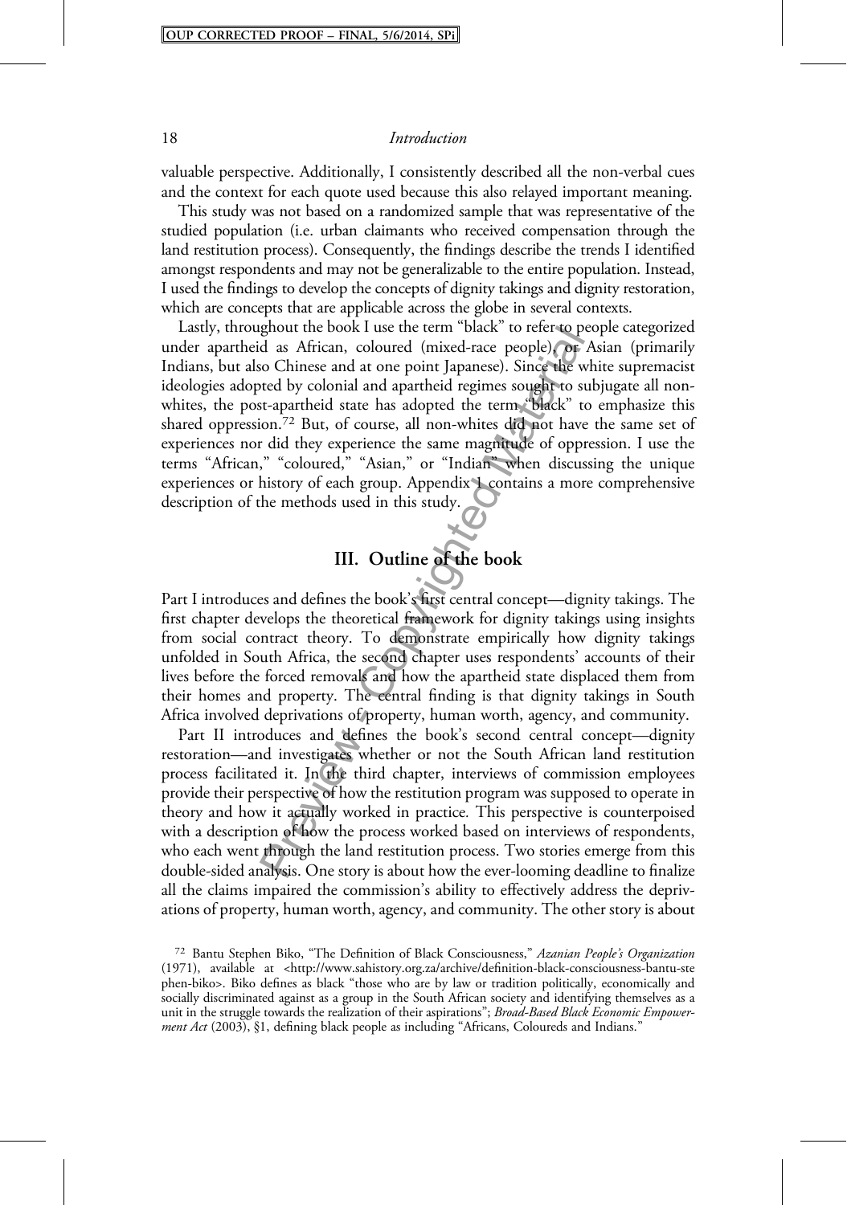valuable perspective. Additionally, I consistently described all the non-verbal cues and the context for each quote used because this also relayed important meaning.

This study was not based on a randomized sample that was representative of the studied population (i.e. urban claimants who received compensation through the land restitution process). Consequently, the findings describe the trends I identified amongst respondents and may not be generalizable to the entire population. Instead, I used the findings to develop the concepts of dignity takings and dignity restoration, which are concepts that are applicable across the globe in several contexts.

Lastly, throughout the book I use the term "black" to refer to people categorized under apartheid as African, coloured (mixed-race people), or Asian (primarily Indians, but also Chinese and at one point Japanese). Since the white supremacist ideologies adopted by colonial and apartheid regimes sought to subjugate all non-whites, the post-apartheid state has adopted the term "black" to emphasize this shared oppression.[72] But, of course, all non-whites did not have the same set of experiences nor did they experience the same magnitude of oppression. I use the terms "African," "coloured," "Asian," or "Indian" when discussing the unique experiences or history of each group. Appendix 1 contains a more comprehensive description of the methods used in this study.

## III. Outline of the book

Part I introduces and defines the book's first central concept—dignity takings. The first chapter develops the theoretical framework for dignity takings using insights from social contract theory. To demonstrate empirically how dignity takings unfolded in South Africa, the second chapter uses respondents' accounts of their lives before the forced removals and how the apartheid state displaced them from their homes and property. The central finding is that dignity takings in South Africa involved deprivations of property, human worth, agency, and community.

Part II introduces and defines the book's second central concept—dignity restoration—and investigates whether or not the South African land restitution process facilitated it. In the third chapter, interviews of commission employees provide their perspective of how the restitution program was supposed to operate in theory and how it actually worked in practice. This perspective is counterpoised with a description of how the process worked based on interviews of respondents, who each went through the land restitution process. Two stories emerge from this double-sided analysis. One story is about how the ever-looming deadline to finalize all the claims impaired the commission's ability to effectively address the deprivations of property, human worth, agency, and community. The other story is about

[72] Bantu Stephen Biko, "The Definition of Black Consciousness," *Azanian People's Organization* (1971), available at <http://www.sahistory.org.za/archive/definition-black-consciousness-bantu-stephen-biko>. Biko defines as black "those who are by law or tradition politically, economically and socially discriminated against as a group in the South African society and identifying themselves as a unit in the struggle towards the realization of their aspirations"; *Broad-Based Black Economic Empowerment Act* (2003), §1, defining black people as including "Africans, Coloureds and Indians."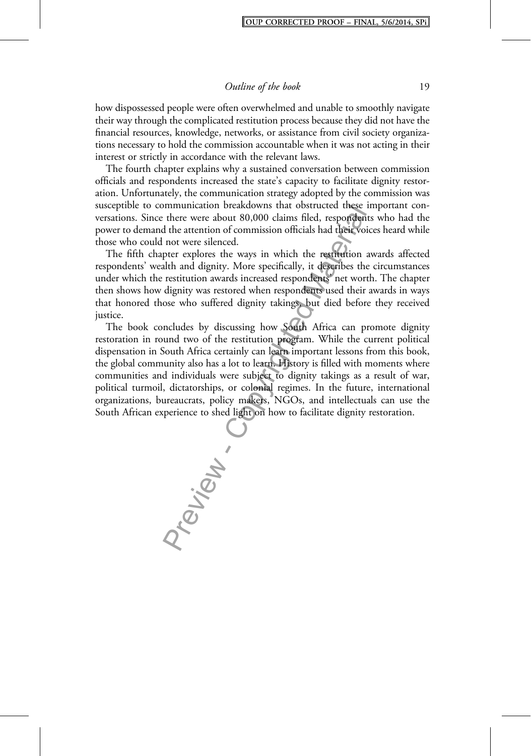how dispossessed people were often overwhelmed and unable to smoothly navigate their way through the complicated restitution process because they did not have the financial resources, knowledge, networks, or assistance from civil society organizations necessary to hold the commission accountable when it was not acting in their interest or strictly in accordance with the relevant laws.

The fourth chapter explains why a sustained conversation between commission officials and respondents increased the state's capacity to facilitate dignity restoration. Unfortunately, the communication strategy adopted by the commission was susceptible to communication breakdowns that obstructed these important conversations. Since there were about 80,000 claims filed, respondents who had the power to demand the attention of commission officials had their voices heard while those who could not were silenced.

The fifth chapter explores the ways in which the restitution awards affected respondents' wealth and dignity. More specifically, it describes the circumstances under which the restitution awards increased respondents' net worth. The chapter then shows how dignity was restored when respondents used their awards in ways that honored those who suffered dignity takings, but died before they received justice.

The book concludes by discussing how South Africa can promote dignity restoration in round two of the restitution program. While the current political dispensation in South Africa certainly can learn important lessons from this book, the global community also has a lot to learn. History is filled with moments where communities and individuals were subject to dignity takings as a result of war, political turmoil, dictatorships, or colonial regimes. In the future, international organizations, bureaucrats, policy makers, NGOs, and intellectuals can use the South African experience to shed light on how to facilitate dignity restoration.